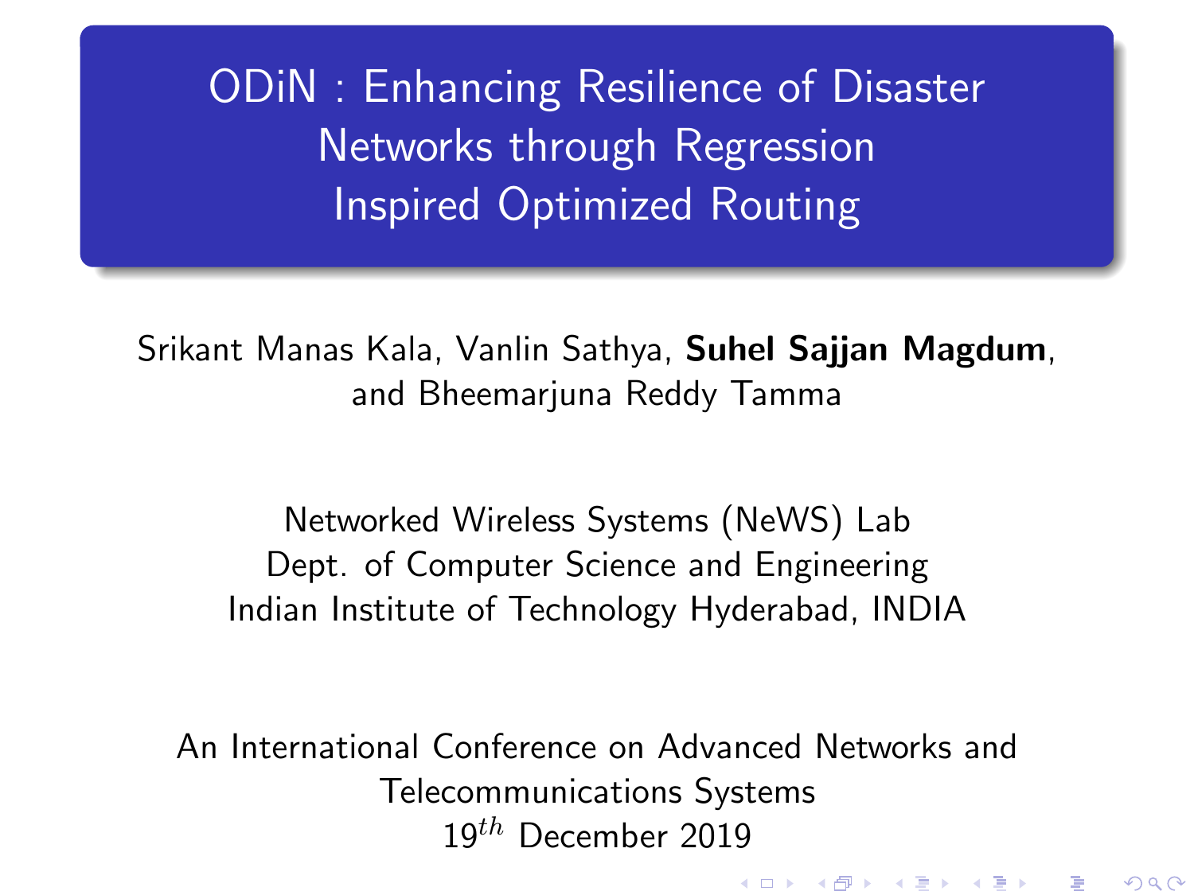# ODiN : Enhancing Resilience of Disaster Networks through Regression Inspired Optimized Routing

Srikant Manas Kala, Vanlin Sathya, **Suhel Sajjan Magdum**, and Bheemarjuna Reddy Tamma

Networked Wireless Systems (NeWS) Lab
Dept. of Computer Science and Engineering
Indian Institute of Technology Hyderabad, INDIA

An International Conference on Advanced Networks and Telecommunications Systems
$19^{th}$ December 2019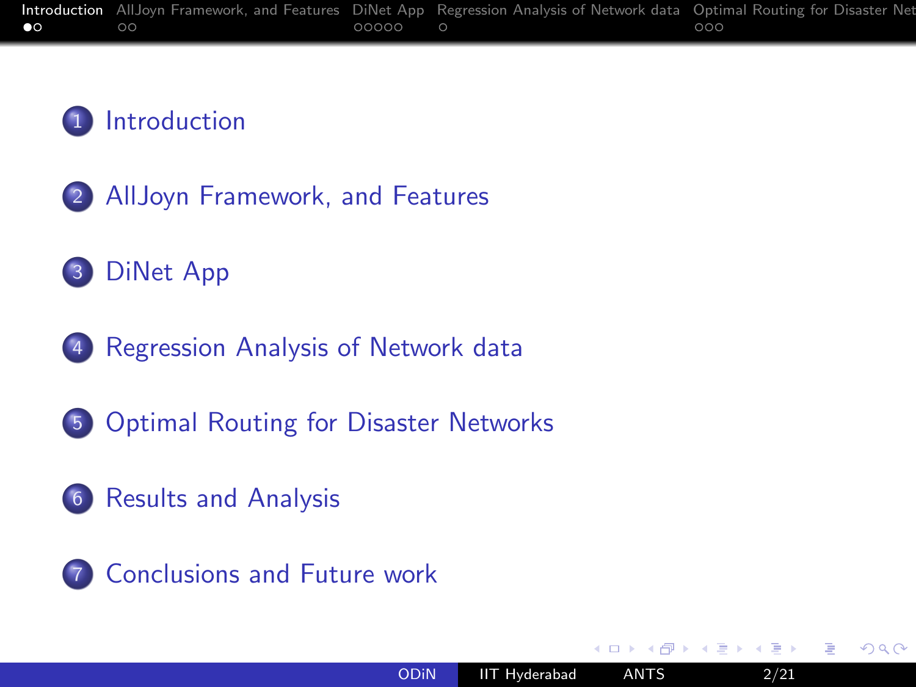1. Introduction
2. AllJoyn Framework, and Features
3. DiNet App
4. Regression Analysis of Network data
5. Optimal Routing for Disaster Networks
6. Results and Analysis
7. Conclusions and Future work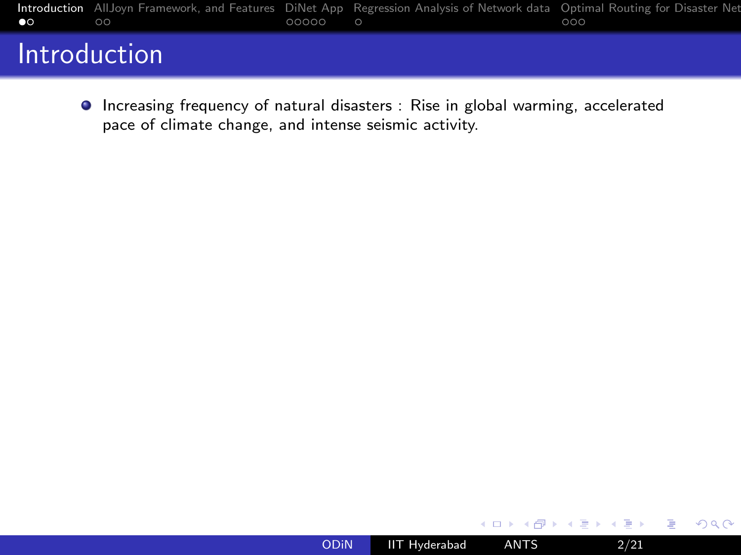# Introduction

- Increasing frequency of natural disasters : Rise in global warming, accelerated pace of climate change, and intense seismic activity.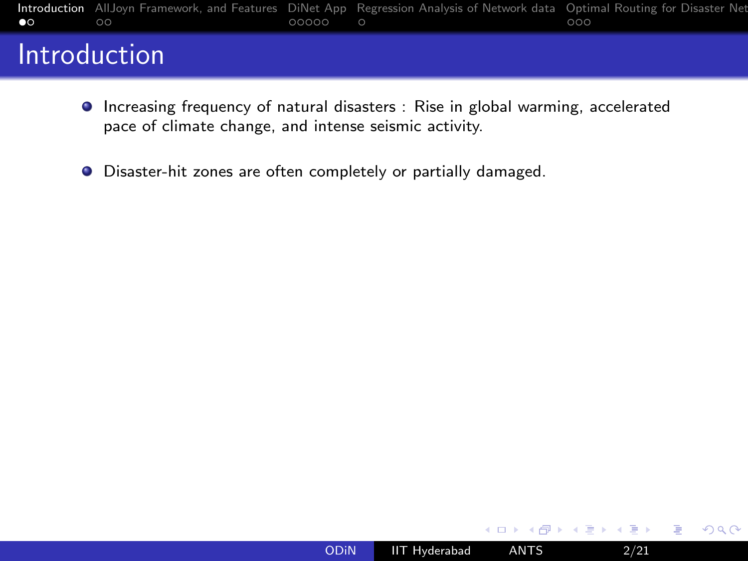# Introduction

- Increasing frequency of natural disasters : Rise in global warming, accelerated pace of climate change, and intense seismic activity.

- Disaster-hit zones are often completely or partially damaged.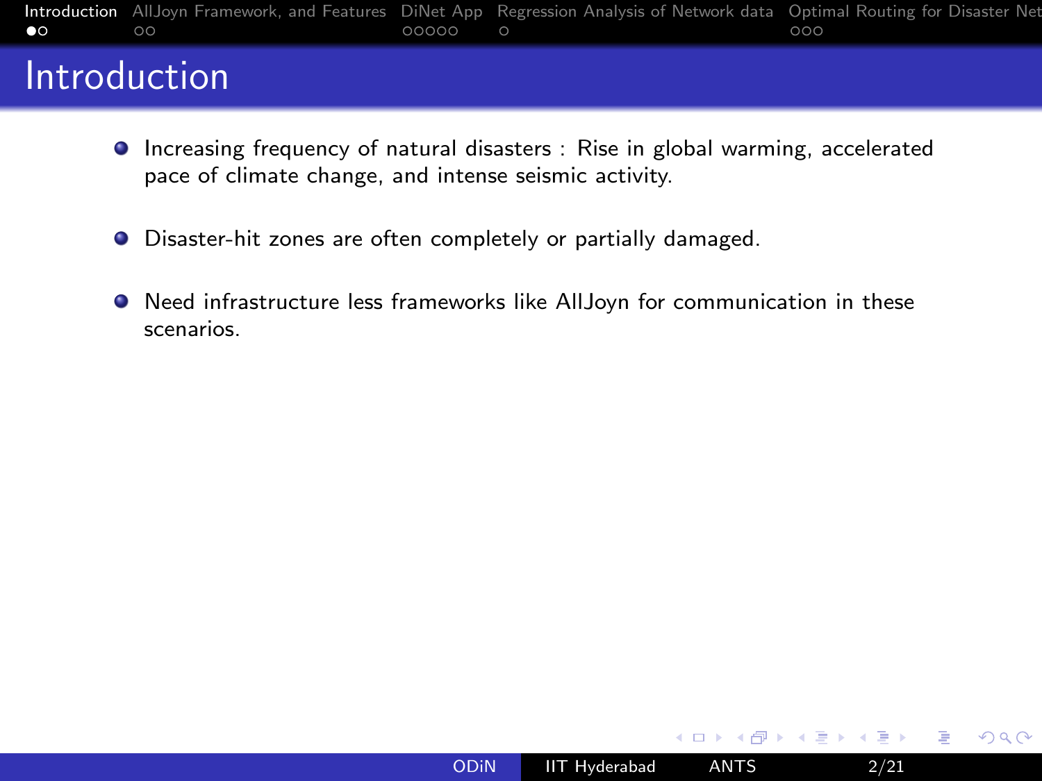# Introduction

- Increasing frequency of natural disasters : Rise in global warming, accelerated pace of climate change, and intense seismic activity.
- Disaster-hit zones are often completely or partially damaged.
- Need infrastructure less frameworks like AllJoyn for communication in these scenarios.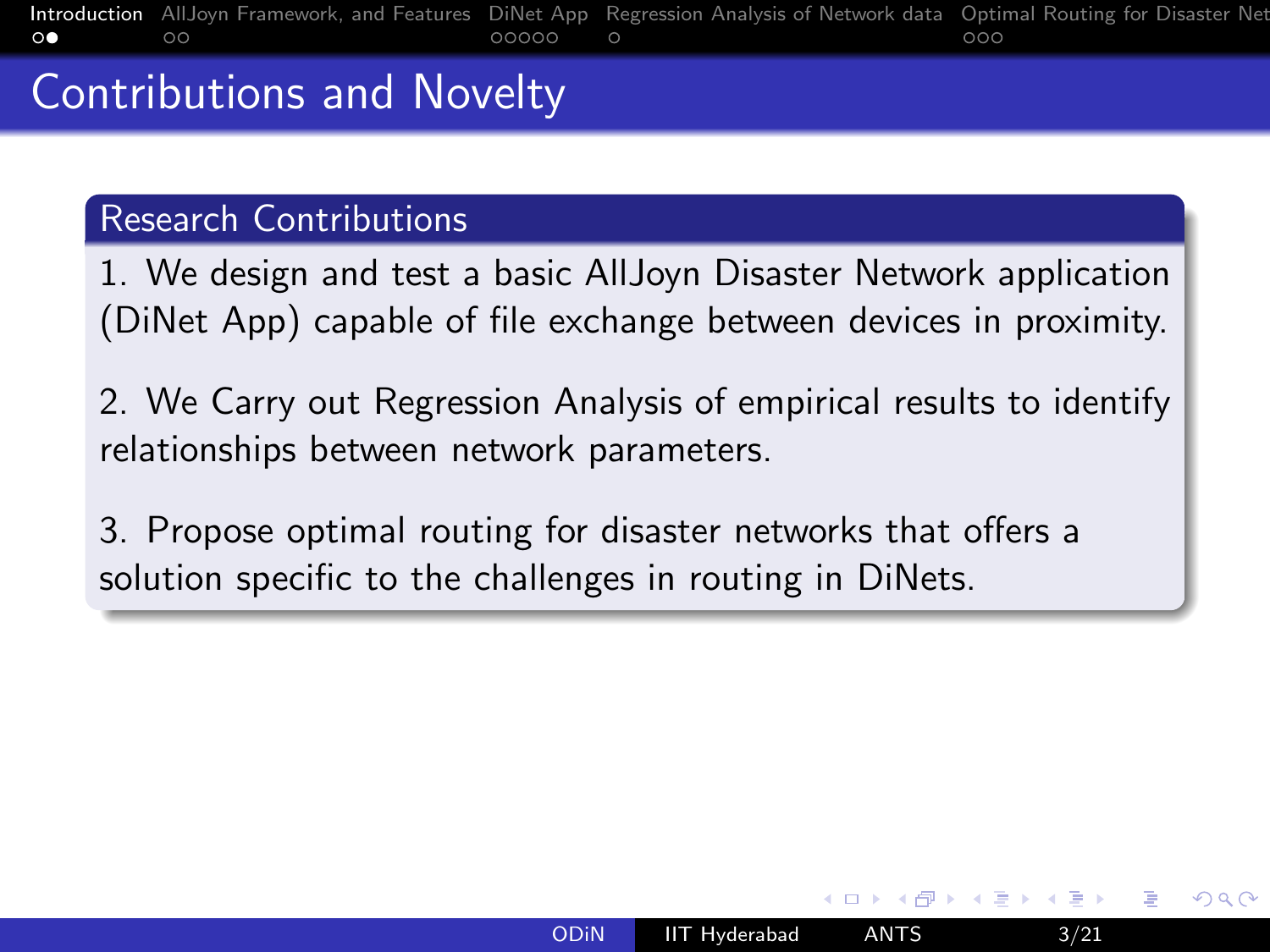# Contributions and Novelty

## Research Contributions

1. We design and test a basic AllJoyn Disaster Network application (DiNet App) capable of file exchange between devices in proximity.

2. We Carry out Regression Analysis of empirical results to identify relationships between network parameters.

3. Propose optimal routing for disaster networks that offers a solution specific to the challenges in routing in DiNets.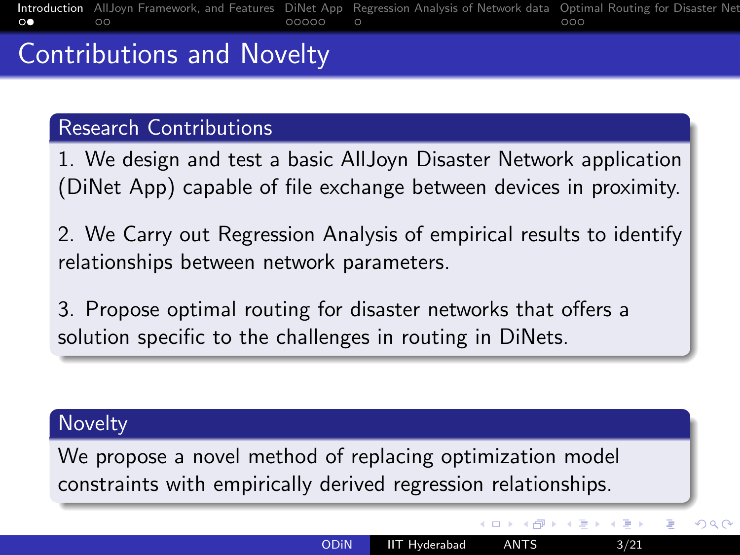# Contributions and Novelty

## Research Contributions

1. We design and test a basic AllJoyn Disaster Network application (DiNet App) capable of file exchange between devices in proximity.

2. We Carry out Regression Analysis of empirical results to identify relationships between network parameters.

3. Propose optimal routing for disaster networks that offers a solution specific to the challenges in routing in DiNets.

## Novelty

We propose a novel method of replacing optimization model constraints with empirically derived regression relationships.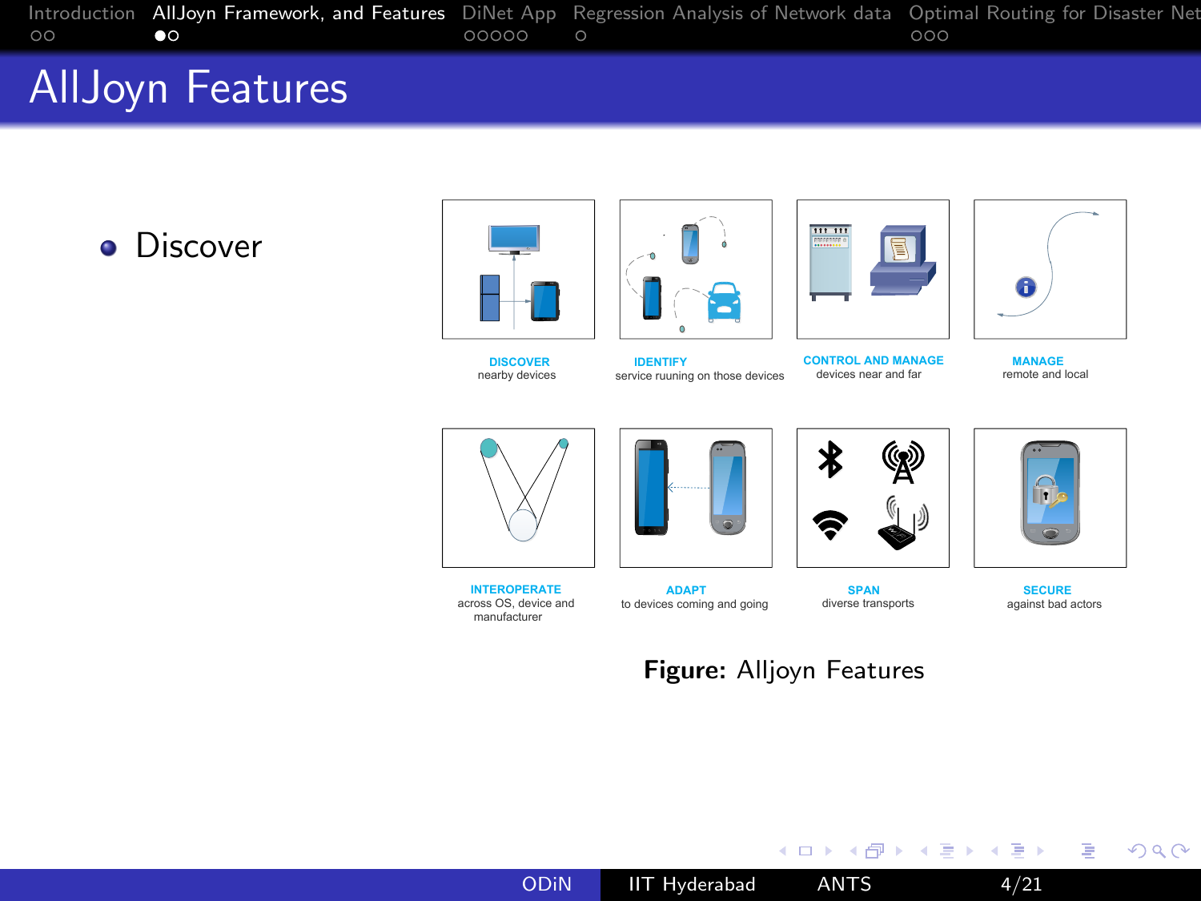# AllJoyn Features

- Discover

**DISCOVER** nearby devices

**IDENTIFY** service ruuning on those devices

**CONTROL AND MANAGE** devices near and far

**MANAGE** remote and local

**INTEROPERATE** across OS, device and manufacturer

**ADAPT** to devices coming and going

**SPAN** diverse transports

**SECURE** against bad actors

**Figure:** Alljoyn Features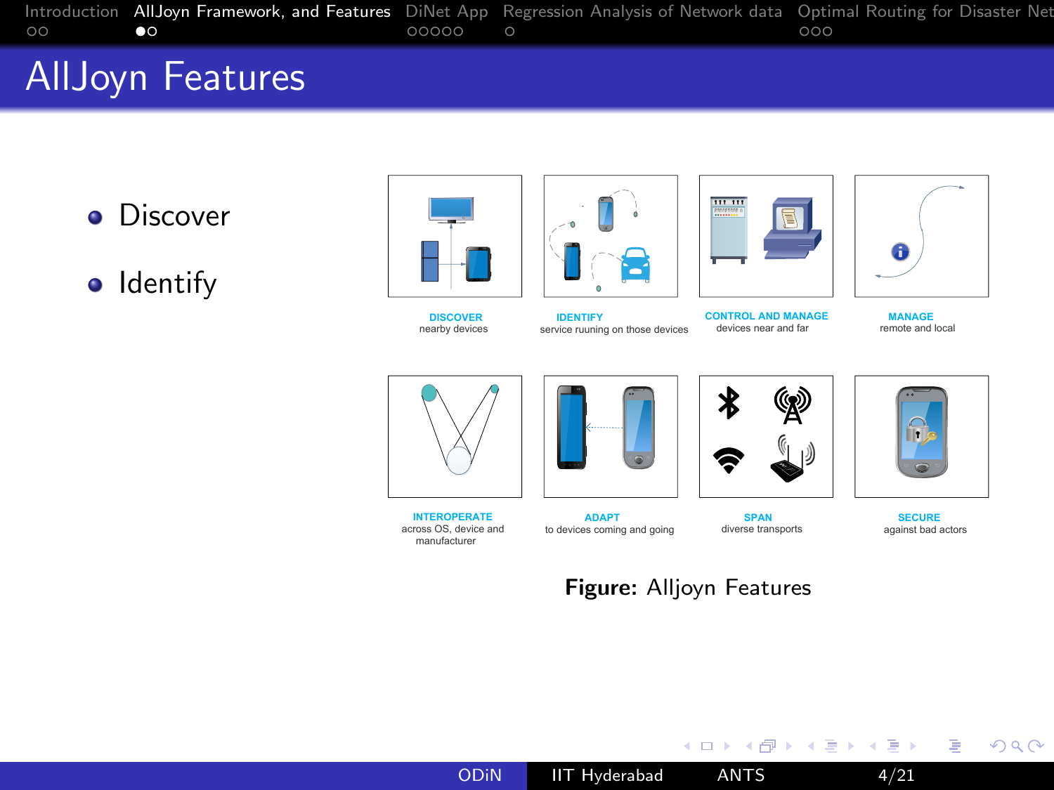# AllJoyn Features

- Discover
- Identify

DISCOVER
nearby devices

IDENTIFY
service ruuning on those devices

CONTROL AND MANAGE
devices near and far

MANAGE
remote and local

INTEROPERATE
across OS, device and manufacturer

ADAPT
to devices coming and going

SPAN
diverse transports

SECURE
against bad actors

**Figure:** Alljoyn Features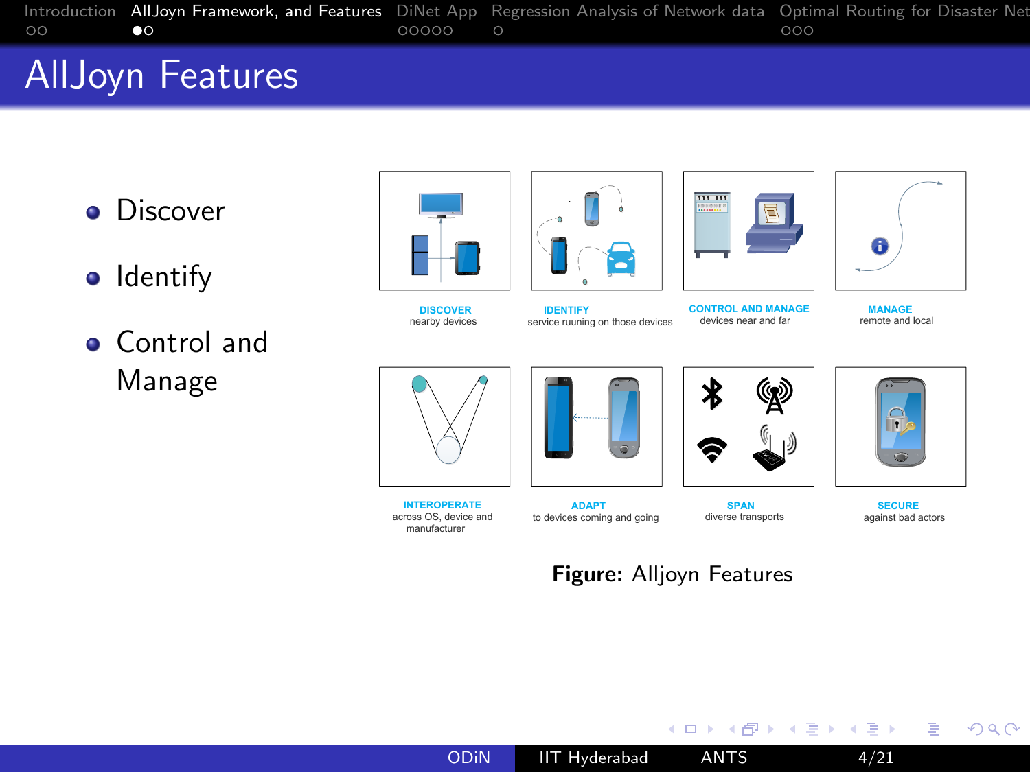# AllJoyn Features

- Discover
- Identify
- Control and Manage

DISCOVER
nearby devices

IDENTIFY
service ruuning on those devices

CONTROL AND MANAGE
devices near and far

MANAGE
remote and local

INTEROPERATE
across OS, device and manufacturer

ADAPT
to devices coming and going

SPAN
diverse transports

SECURE
against bad actors

**Figure:** Alljoyn Features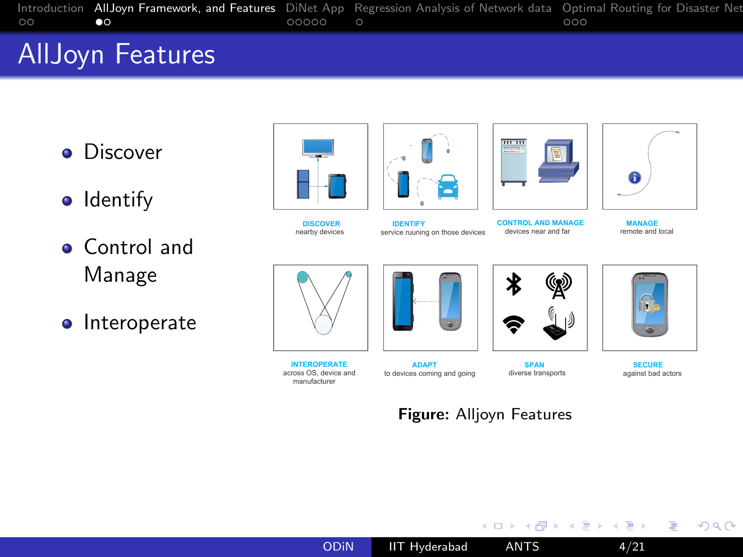# AllJoyn Features

- Discover
- Identify
- Control and Manage
- Interoperate

DISCOVER
nearby devices

IDENTIFY
service ruuning on those devices

CONTROL AND MANAGE
devices near and far

MANAGE
remote and local

INTEROPERATE
across OS, device and manufacturer

ADAPT
to devices coming and going

SPAN
diverse transports

SECURE
against bad actors

**Figure:** Alljoyn Features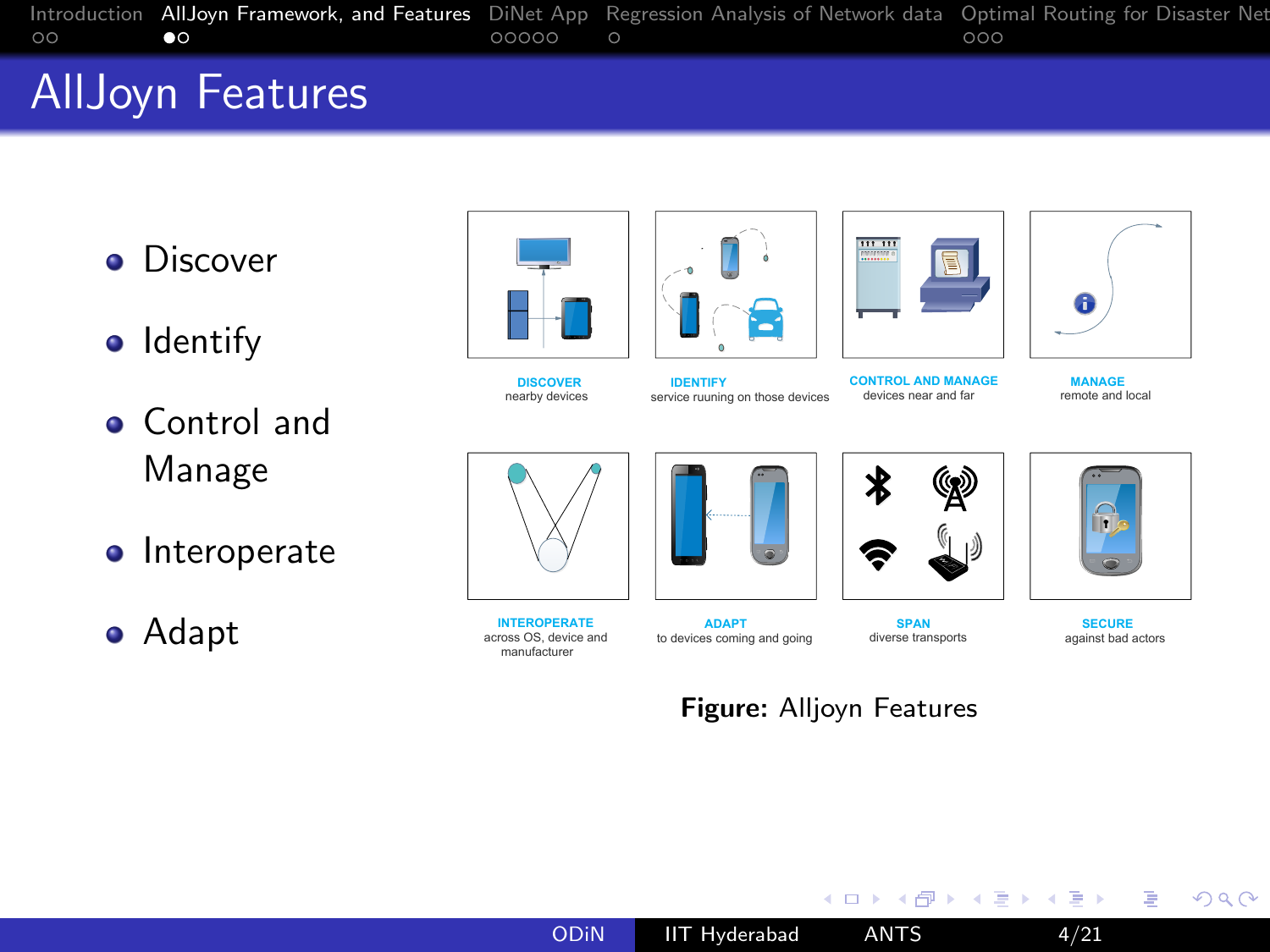# AllJoyn Features

- Discover
- Identify
- Control and Manage
- Interoperate
- Adapt

**DISCOVER** nearby devices

**IDENTIFY** service ruuning on those devices

**CONTROL AND MANAGE** devices near and far

**MANAGE** remote and local

**INTEROPERATE** across OS, device and manufacturer

**ADAPT** to devices coming and going

**SPAN** diverse transports

**SECURE** against bad actors

**Figure:** Alljoyn Features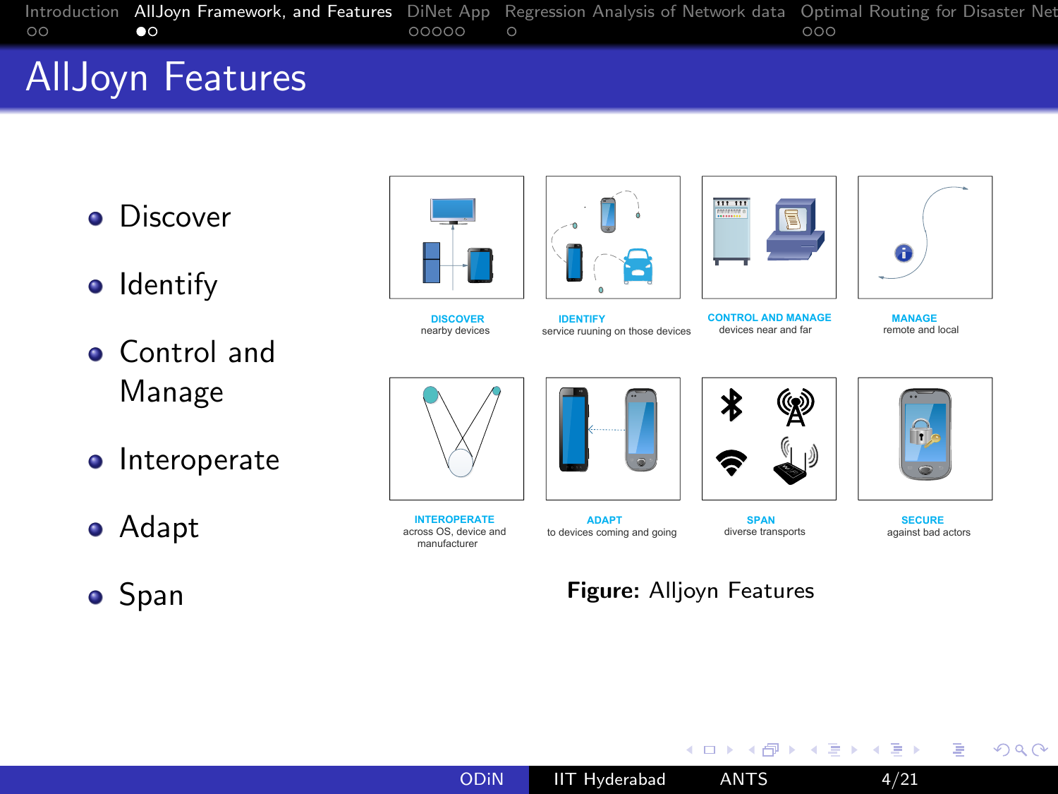# AllJoyn Features

- Discover
- Identify
- Control and Manage
- Interoperate
- Adapt
- Span

DISCOVER nearby devices

IDENTIFY service ruuning on those devices

CONTROL AND MANAGE devices near and far

MANAGE remote and local

INTEROPERATE across OS, device and manufacturer

ADAPT to devices coming and going

SPAN diverse transports

SECURE against bad actors

**Figure:** Alljoyn Features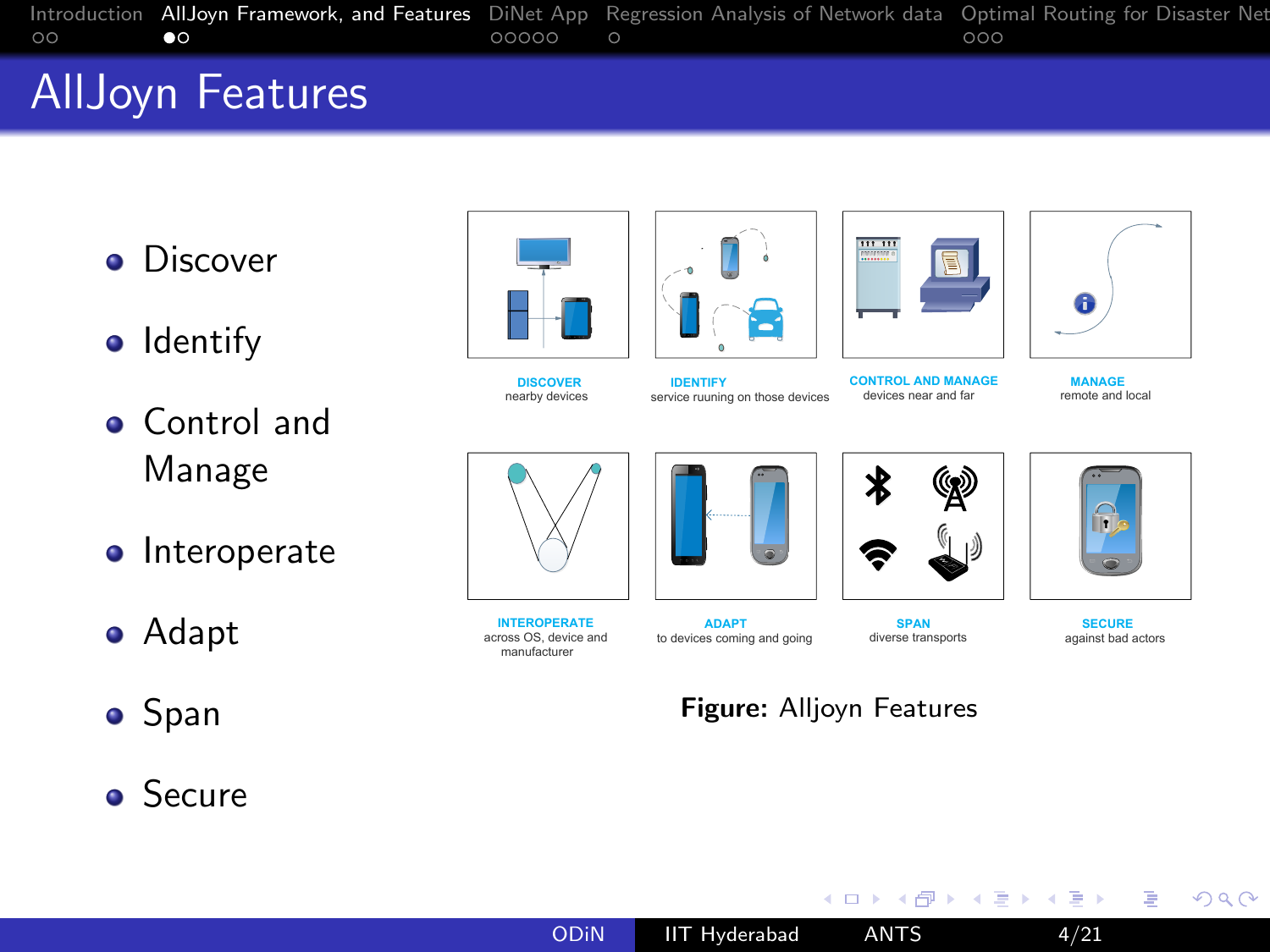# AllJoyn Features

- Discover
- Identify
- Control and Manage
- Interoperate
- Adapt
- Span
- Secure

DISCOVER
nearby devices

IDENTIFY
service ruuning on those devices

CONTROL AND MANAGE
devices near and far

MANAGE
remote and local

INTEROPERATE
across OS, device and manufacturer

ADAPT
to devices coming and going

SPAN
diverse transports

SECURE
against bad actors

**Figure:** Alljoyn Features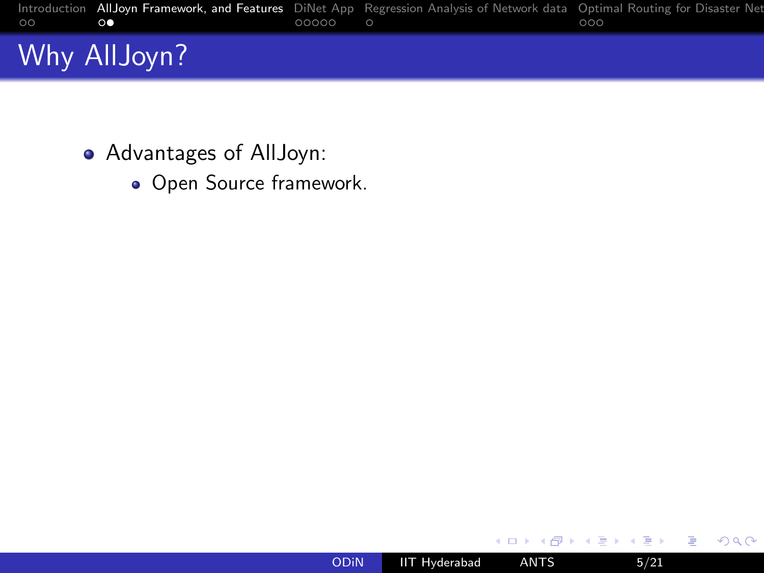# Why AllJoyn?

- Advantages of AllJoyn:
  - Open Source framework.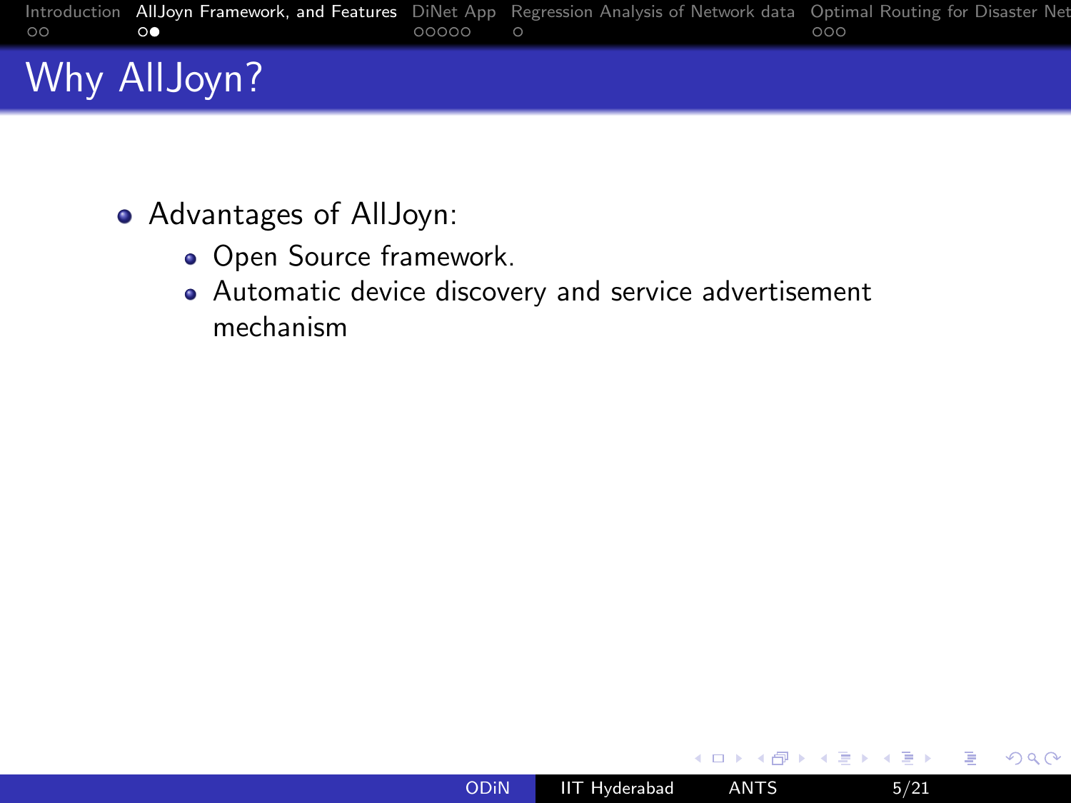# Why AllJoyn?

- Advantages of AllJoyn:
  - Open Source framework.
  - Automatic device discovery and service advertisement mechanism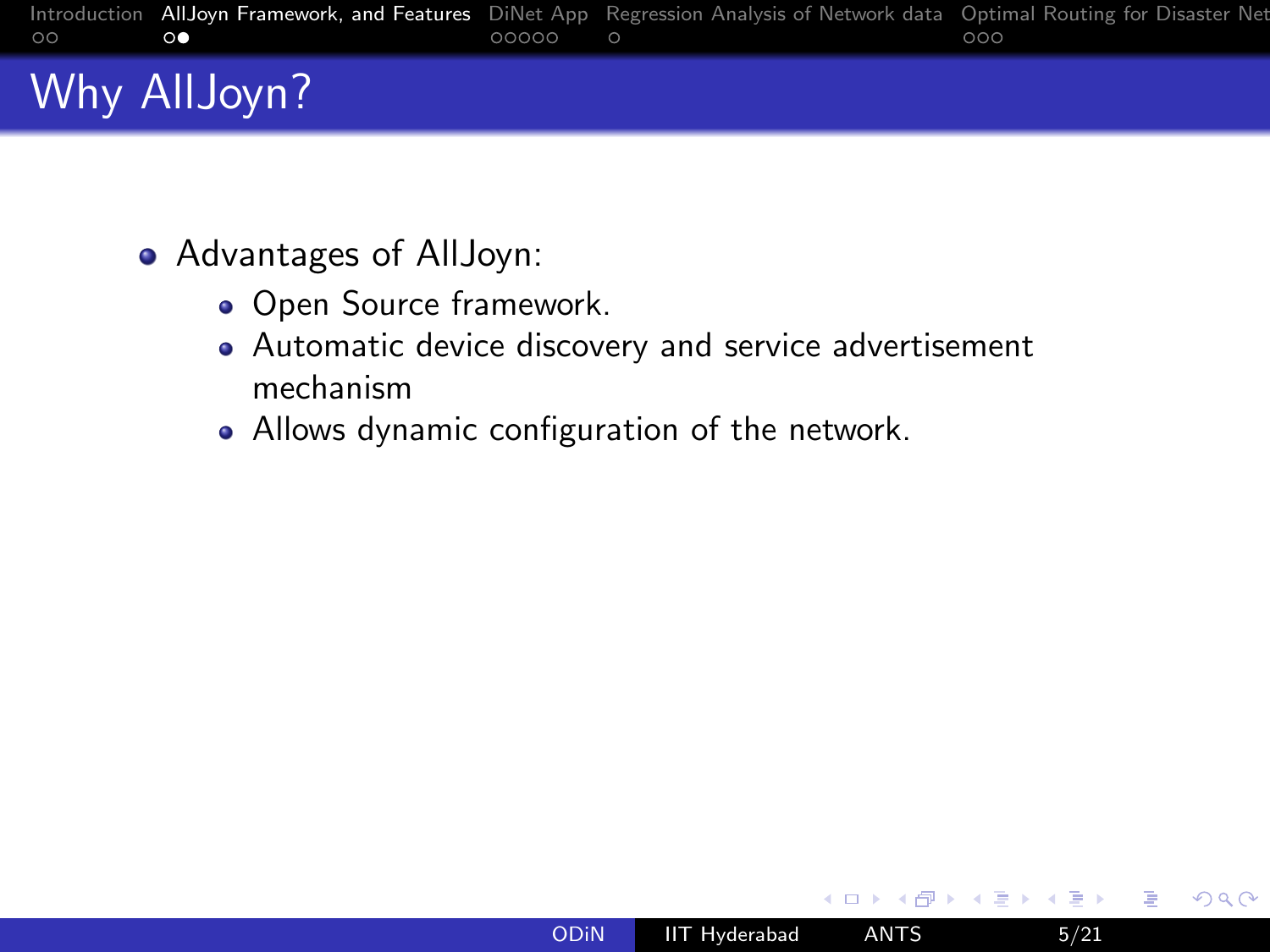# Why AllJoyn?

- Advantages of AllJoyn:
  - Open Source framework.
  - Automatic device discovery and service advertisement mechanism
  - Allows dynamic configuration of the network.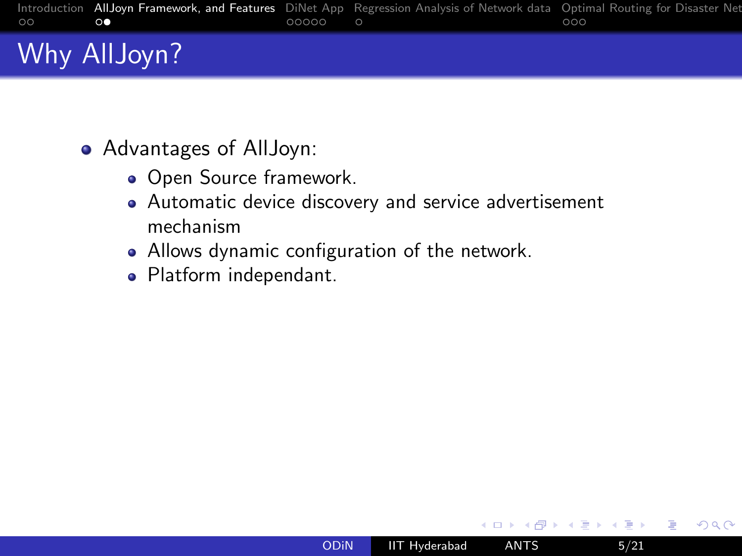# Why AllJoyn?

- Advantages of AllJoyn:
  - Open Source framework.
  - Automatic device discovery and service advertisement mechanism
  - Allows dynamic configuration of the network.
  - Platform independant.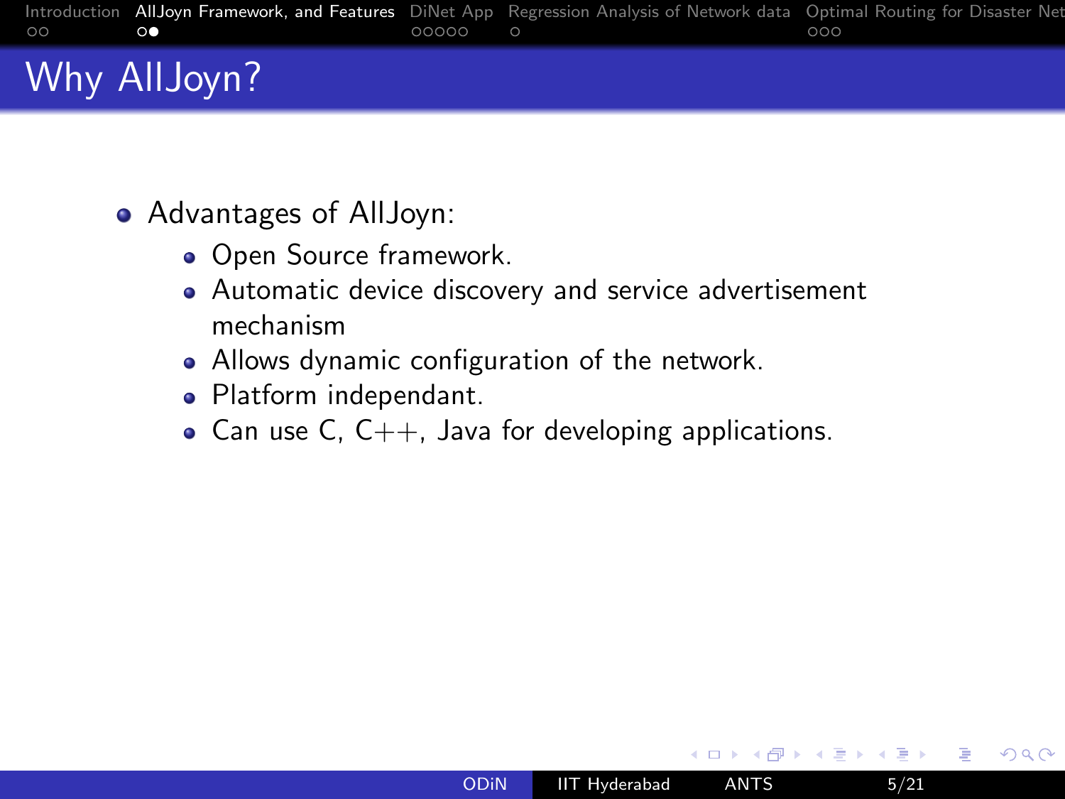# Why AllJoyn?

- Advantages of AllJoyn:
  - Open Source framework.
  - Automatic device discovery and service advertisement mechanism
  - Allows dynamic configuration of the network.
  - Platform independant.
  - Can use C, C++, Java for developing applications.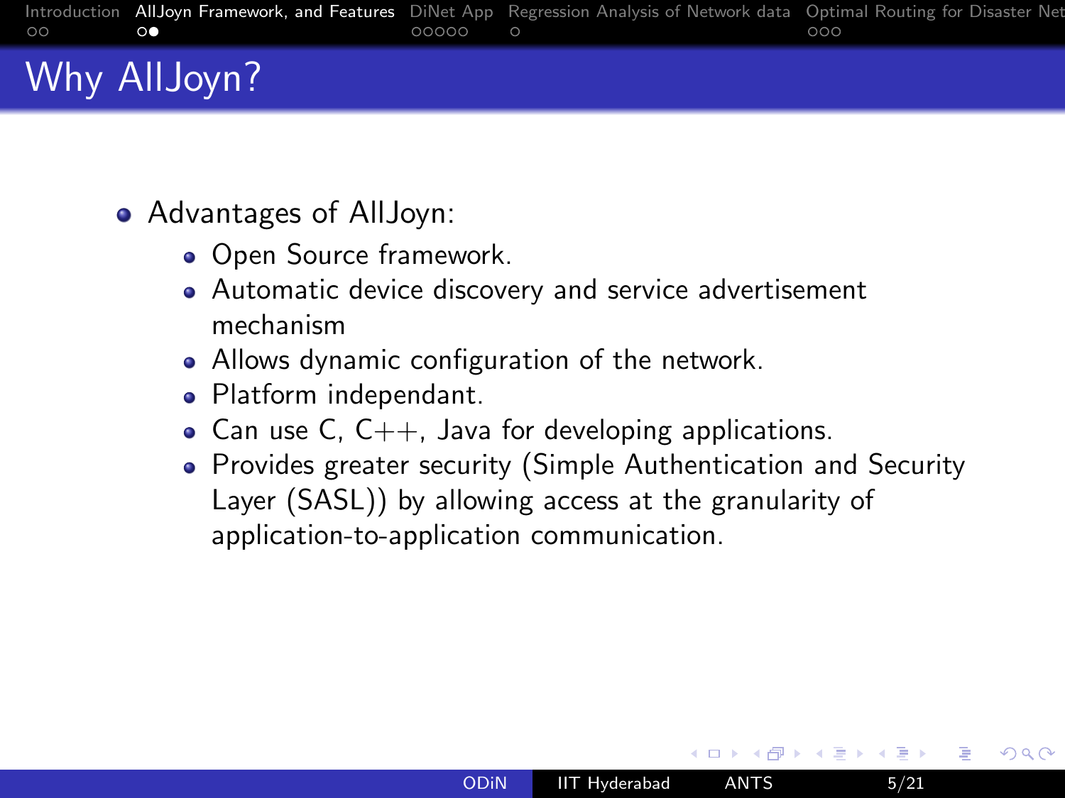# Why AllJoyn?

- Advantages of AllJoyn:
  - Open Source framework.
  - Automatic device discovery and service advertisement mechanism
  - Allows dynamic configuration of the network.
  - Platform independant.
  - Can use C, C++, Java for developing applications.
  - Provides greater security (Simple Authentication and Security Layer (SASL)) by allowing access at the granularity of application-to-application communication.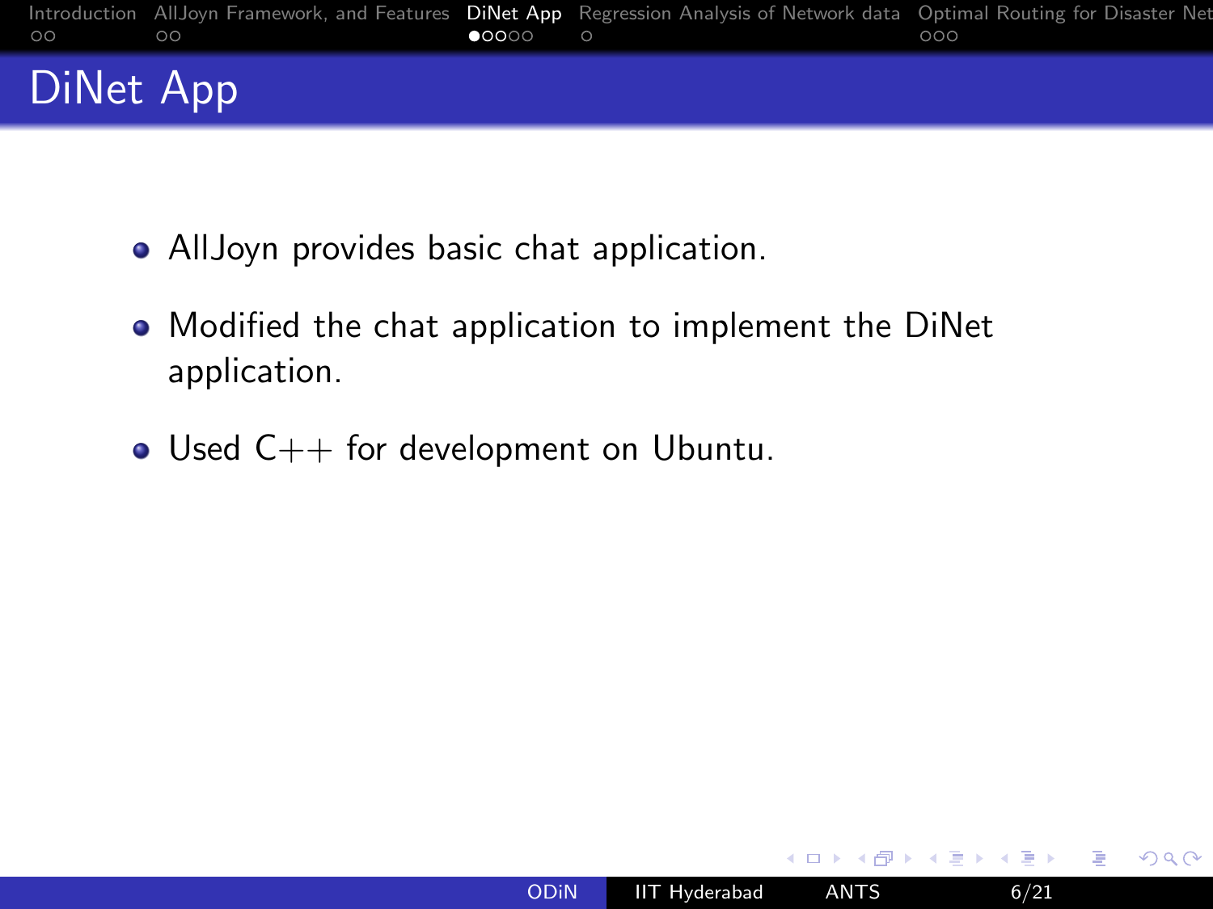# DiNet App

- AllJoyn provides basic chat application.
- Modified the chat application to implement the DiNet application.
- Used C++ for development on Ubuntu.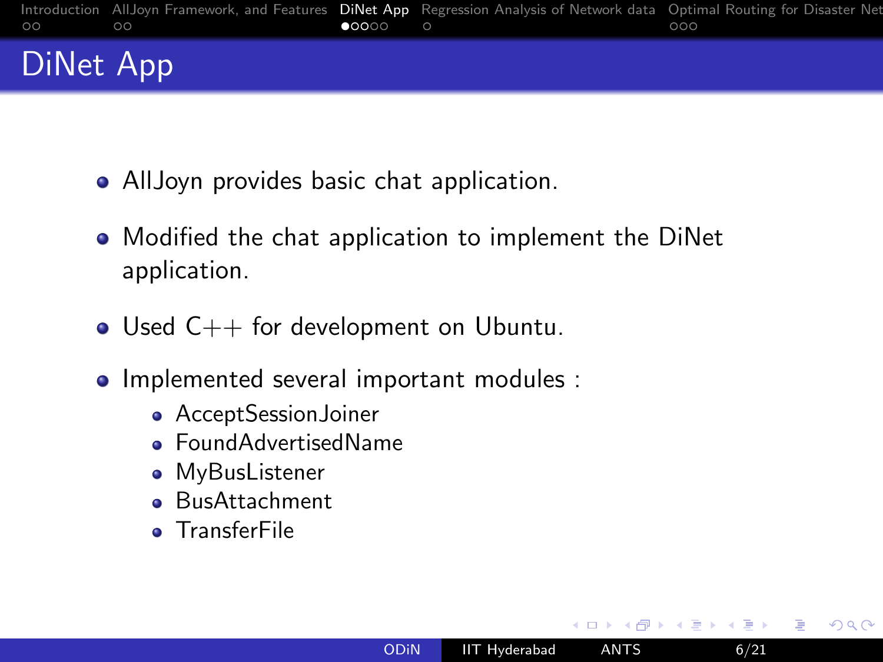# DiNet App

- AllJoyn provides basic chat application.
- Modified the chat application to implement the DiNet application.
- Used C++ for development on Ubuntu.
- Implemented several important modules :
  - AcceptSessionJoiner
  - FoundAdvertisedName
  - MyBusListener
  - BusAttachment
  - TransferFile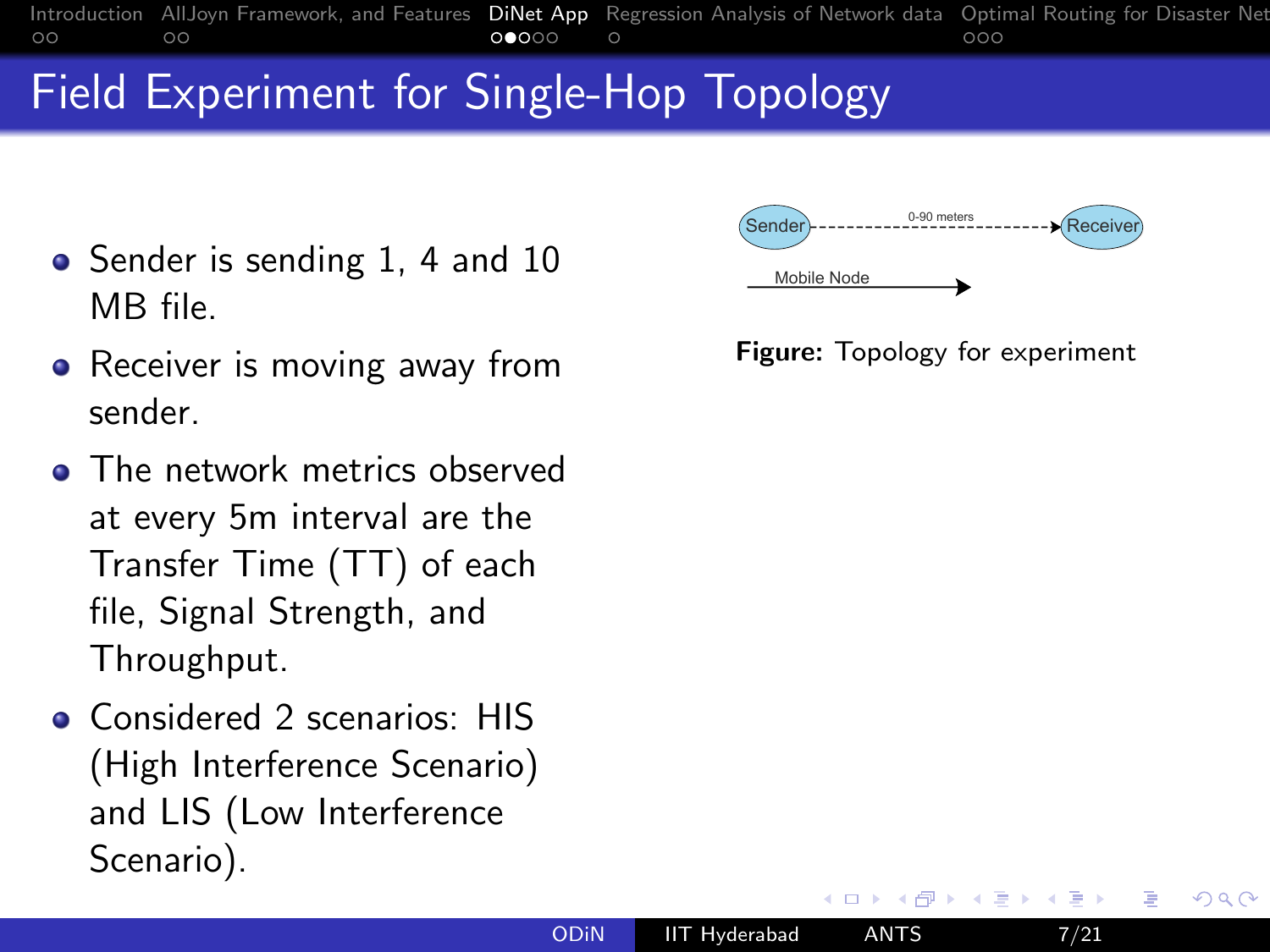# Field Experiment for Single-Hop Topology

- Sender is sending 1, 4 and 10 MB file.
- Receiver is moving away from sender.
- The network metrics observed at every 5m interval are the Transfer Time (TT) of each file, Signal Strength, and Throughput.
- Considered 2 scenarios: HIS (High Interference Scenario) and LIS (Low Interference Scenario).

Sender ------ 0-90 meters ------> Receiver

Mobile Node ------>

**Figure:** Topology for experiment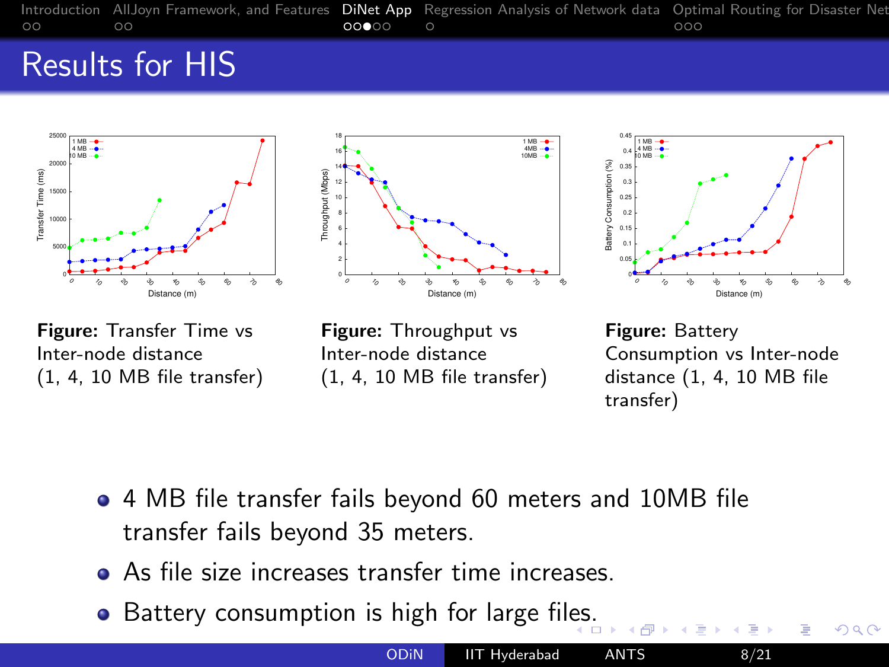# Results for HIS

**Figure:** Transfer Time vs Inter-node distance (1, 4, 10 MB file transfer)

**Figure:** Throughput vs Inter-node distance (1, 4, 10 MB file transfer)

**Figure:** Battery Consumption vs Inter-node distance (1, 4, 10 MB file transfer)

- 4 MB file transfer fails beyond 60 meters and 10MB file transfer fails beyond 35 meters.
- As file size increases transfer time increases.
- Battery consumption is high for large files.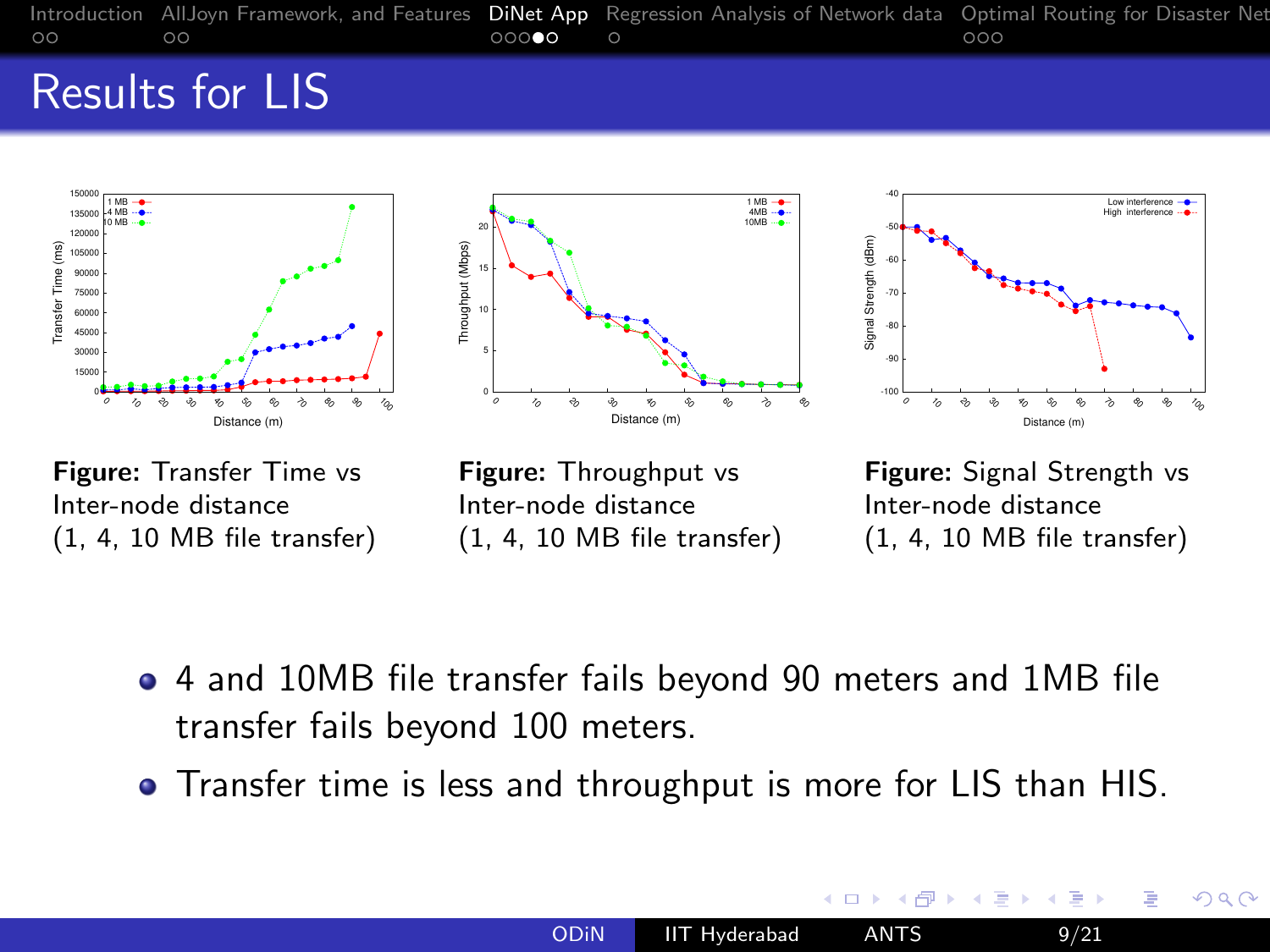# Results for LIS

**Figure:** Transfer Time vs Inter-node distance (1, 4, 10 MB file transfer)

**Figure:** Throughput vs Inter-node distance (1, 4, 10 MB file transfer)

**Figure:** Signal Strength vs Inter-node distance (1, 4, 10 MB file transfer)

- 4 and 10MB file transfer fails beyond 90 meters and 1MB file transfer fails beyond 100 meters.
- Transfer time is less and throughput is more for LIS than HIS.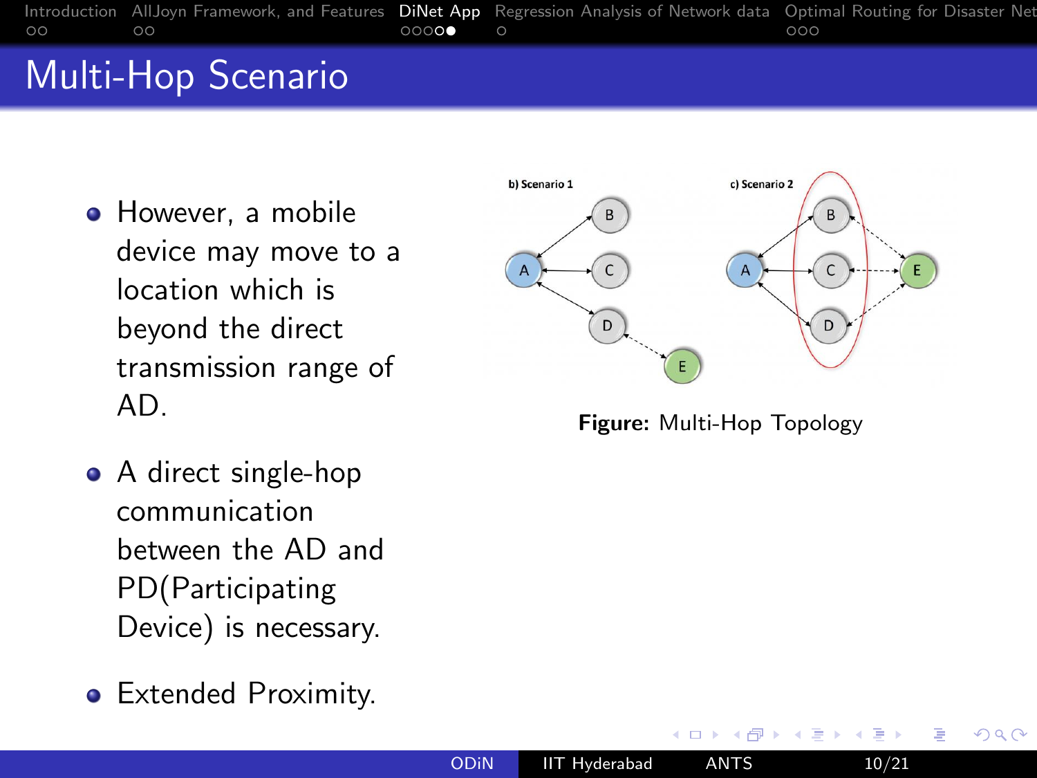# Multi-Hop Scenario

- However, a mobile device may move to a location which is beyond the direct transmission range of AD.
- A direct single-hop communication between the AD and PD(Participating Device) is necessary.
- Extended Proximity.

**Figure:** Multi-Hop Topology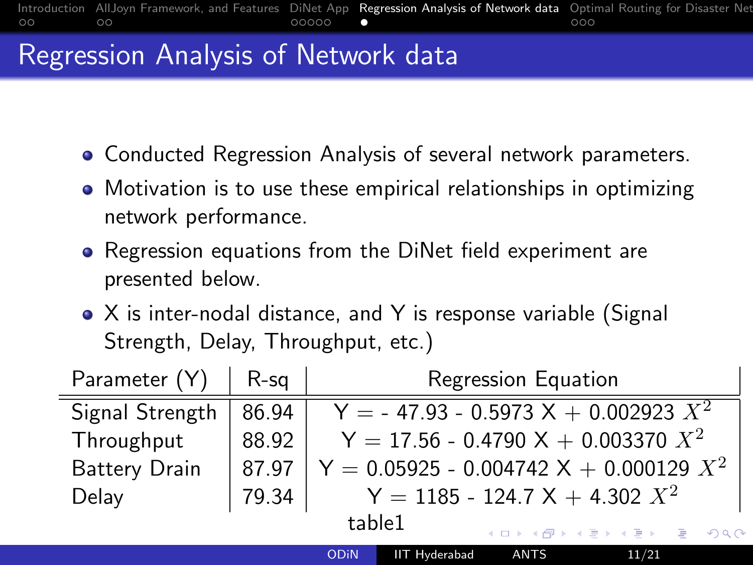# Regression Analysis of Network data

- Conducted Regression Analysis of several network parameters.
- Motivation is to use these empirical relationships in optimizing network performance.
- Regression equations from the DiNet field experiment are presented below.
- X is inter-nodal distance, and Y is response variable (Signal Strength, Delay, Throughput, etc.)

| Parameter (Y) | R-sq | Regression Equation |
|---|---|---|
| Signal Strength | 86.94 | $Y = -47.93 - 0.5973 X + 0.002923 X^2$ |
| Throughput | 88.92 | $Y = 17.56 - 0.4790 X + 0.003370 X^2$ |
| Battery Drain | 87.97 | $Y = 0.05925 - 0.004742 X + 0.000129 X^2$ |
| Delay | 79.34 | $Y = 1185 - 124.7 X + 4.302 X^2$ |

table1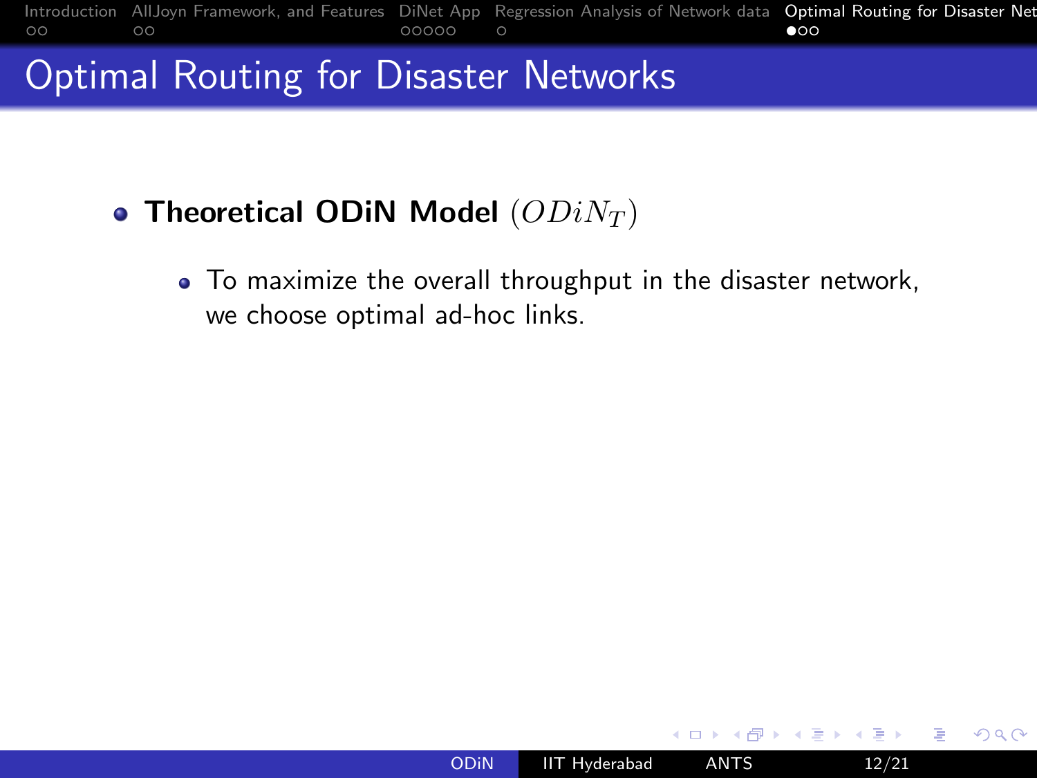# Optimal Routing for Disaster Networks

- **Theoretical ODiN Model** $(ODiN_T)$
  - To maximize the overall throughput in the disaster network, we choose optimal ad-hoc links.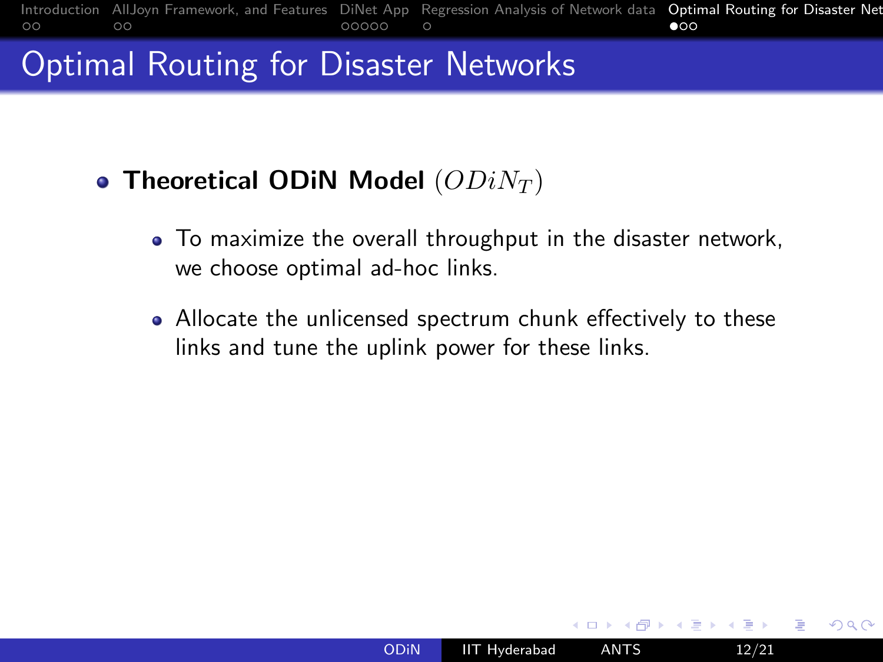# Optimal Routing for Disaster Networks

- **Theoretical ODiN Model** $(ODiN_T)$
  - To maximize the overall throughput in the disaster network, we choose optimal ad-hoc links.
  - Allocate the unlicensed spectrum chunk effectively to these links and tune the uplink power for these links.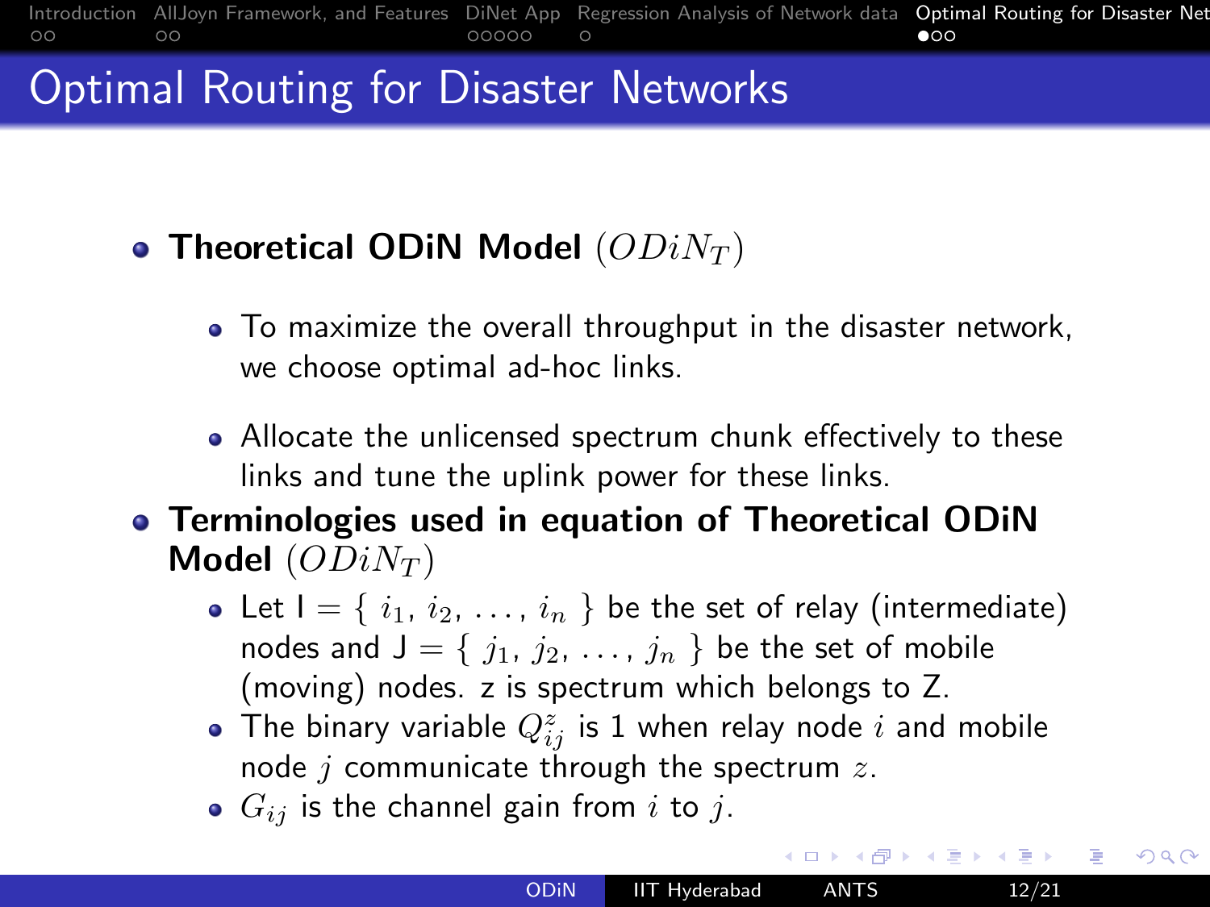# Optimal Routing for Disaster Networks

- **Theoretical ODiN Model** $(ODiN_T)$
  - To maximize the overall throughput in the disaster network, we choose optimal ad-hoc links.
  - Allocate the unlicensed spectrum chunk effectively to these links and tune the uplink power for these links.
- **Terminologies used in equation of Theoretical ODiN Model** $(ODiN_T)$
  - Let I = { $i_1$, $i_2$, . . . , $i_n$ } be the set of relay (intermediate) nodes and J = { $j_1$, $j_2$, . . . , $j_n$ } be the set of mobile (moving) nodes. z is spectrum which belongs to Z.
  - The binary variable $Q^z_{ij}$ is 1 when relay node $i$ and mobile node $j$ communicate through the spectrum $z$.
  - $G_{ij}$ is the channel gain from $i$ to $j$.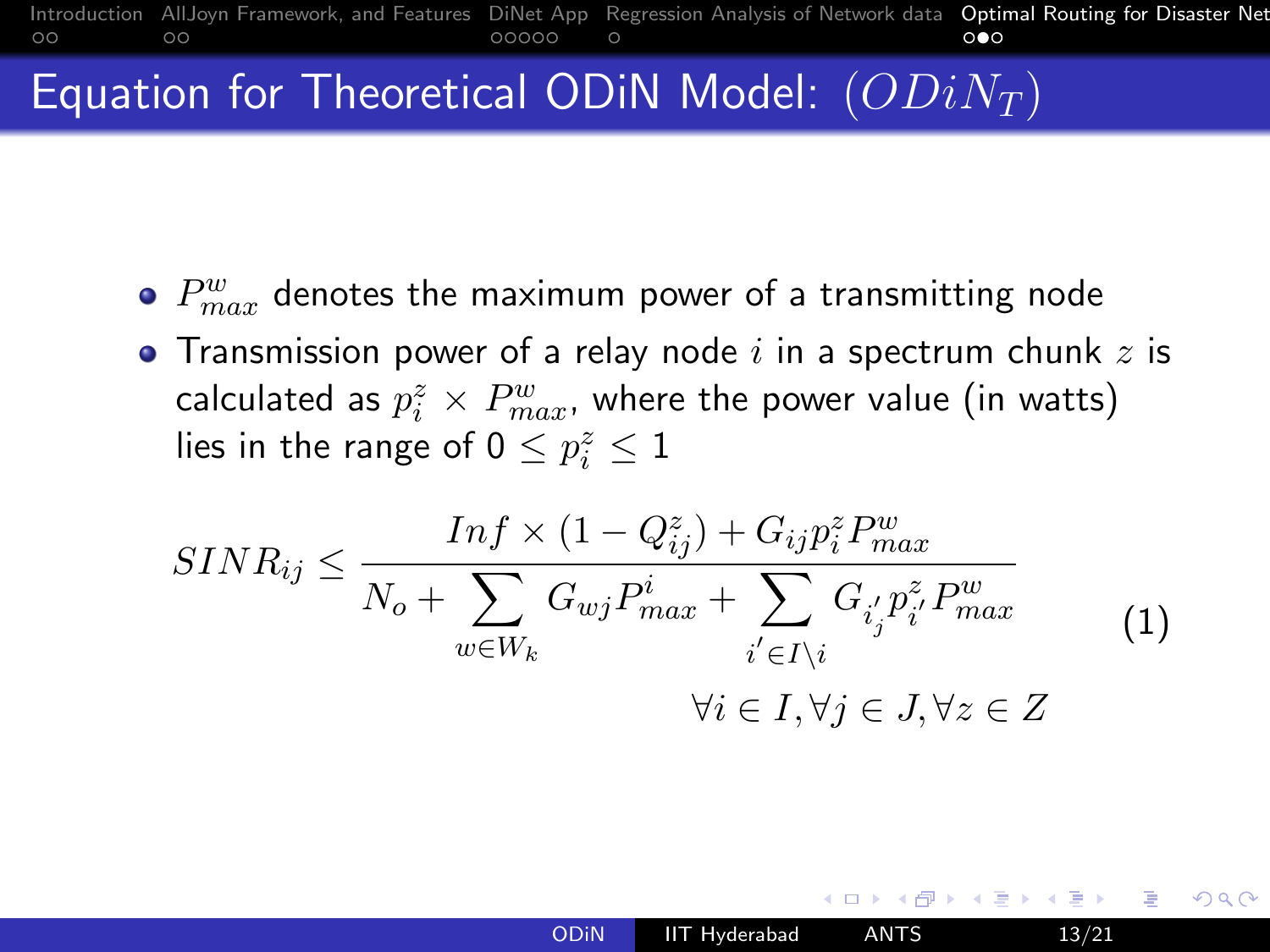# Equation for Theoretical ODiN Model: $(ODiN_T)$

- $P^w_{max}$ denotes the maximum power of a transmitting node
- Transmission power of a relay node $i$ in a spectrum chunk $z$ is calculated as $p^z_i \times P^w_{max}$, where the power value (in watts) lies in the range of $0 \leq p^z_i \leq 1$

$$SINR_{ij} \leq \frac{Inf \times (1 - Q^z_{ij}) + G_{ij} p^z_i P^w_{max}}{N_o + \sum_{w \in W_k} G_{wj} P^i_{max} + \sum_{i' \in I \setminus i} G_{i'_j} p^z_{i'} P^w_{max}} \qquad (1)$$

$$\forall i \in I, \forall j \in J, \forall z \in Z$$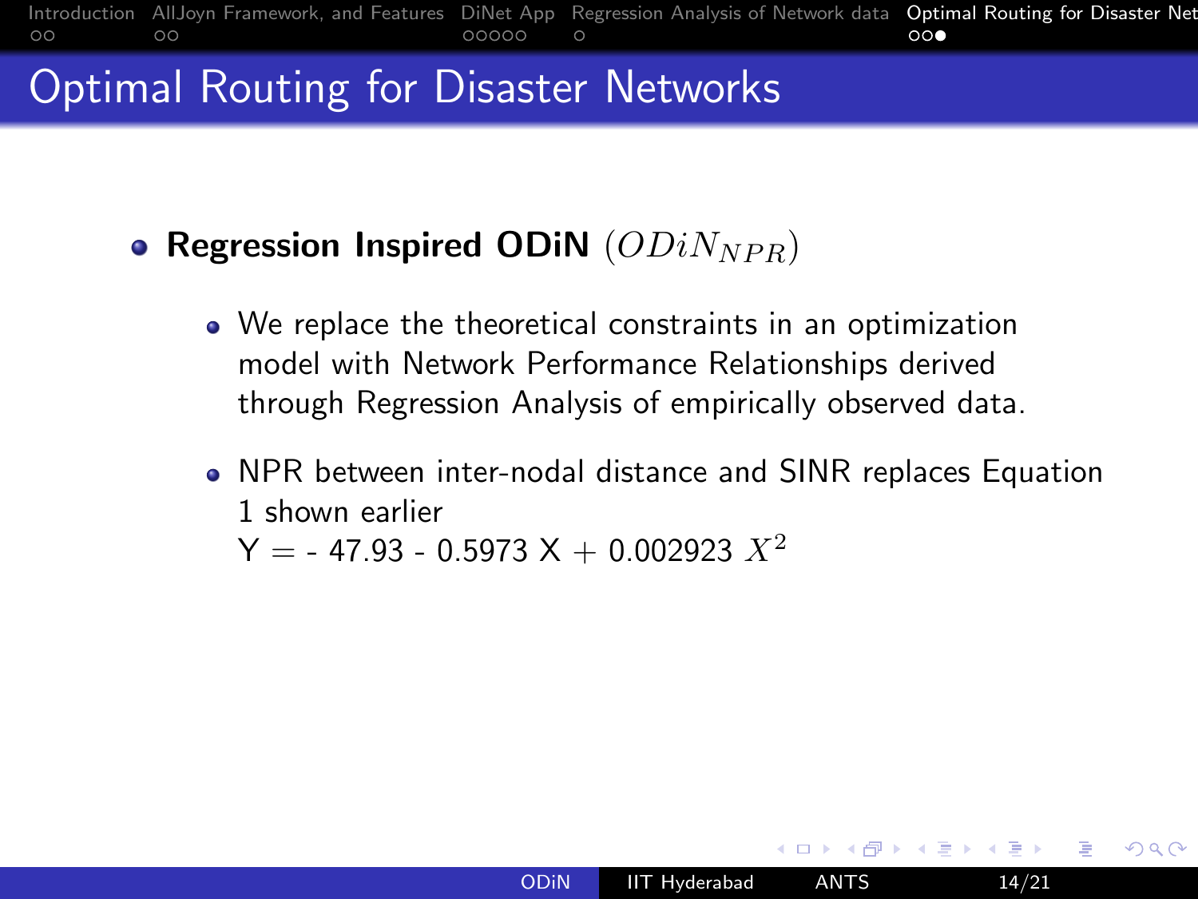# Optimal Routing for Disaster Networks

- **Regression Inspired ODiN** $(ODiN_{NPR})$
  - We replace the theoretical constraints in an optimization model with Network Performance Relationships derived through Regression Analysis of empirically observed data.
  - NPR between inter-nodal distance and SINR replaces Equation 1 shown earlier
    $Y = -47.93 - 0.5973X + 0.002923X^2$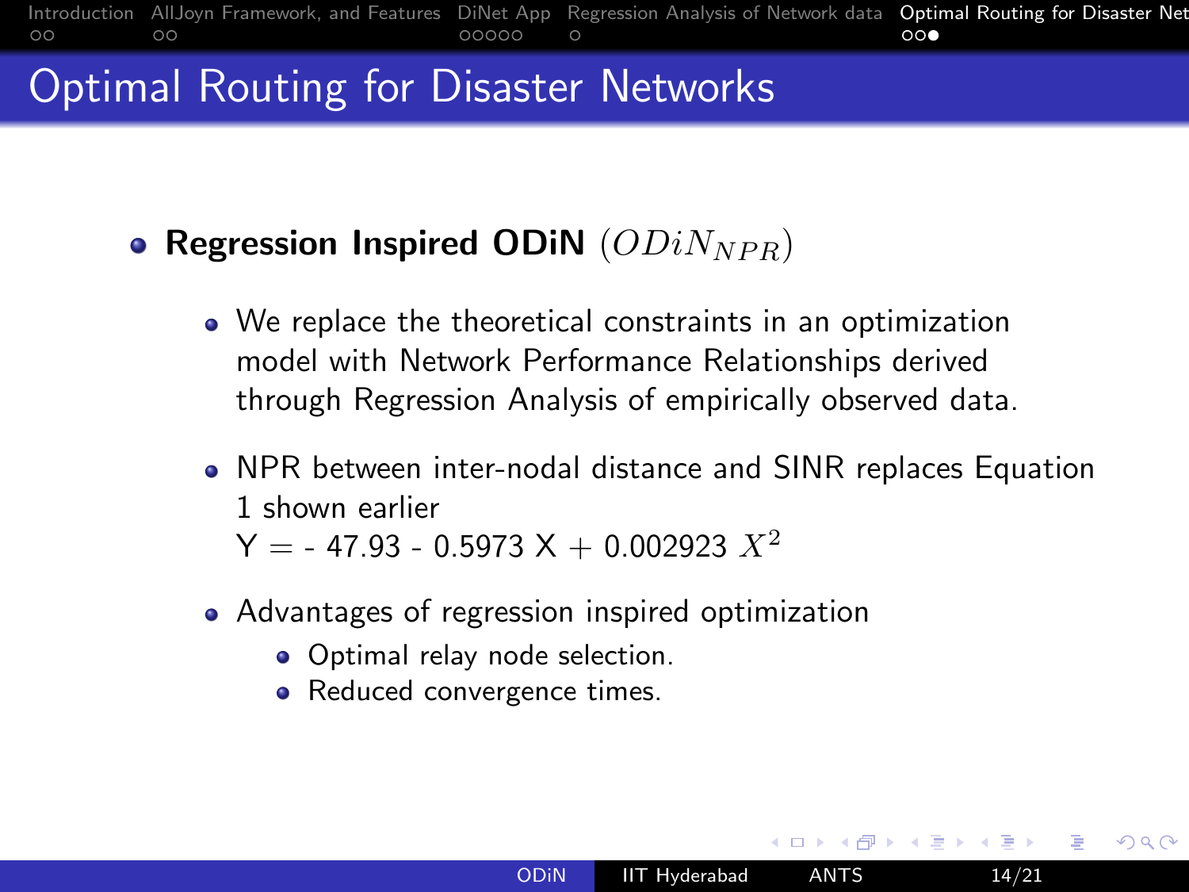# Optimal Routing for Disaster Networks

- **Regression Inspired ODiN** $(ODiN_{NPR})$
  - We replace the theoretical constraints in an optimization model with Network Performance Relationships derived through Regression Analysis of empirically observed data.
  - NPR between inter-nodal distance and SINR replaces Equation 1 shown earlier
    $Y = -47.93 - 0.5973X + 0.002923X^2$
  - Advantages of regression inspired optimization
    - Optimal relay node selection.
    - Reduced convergence times.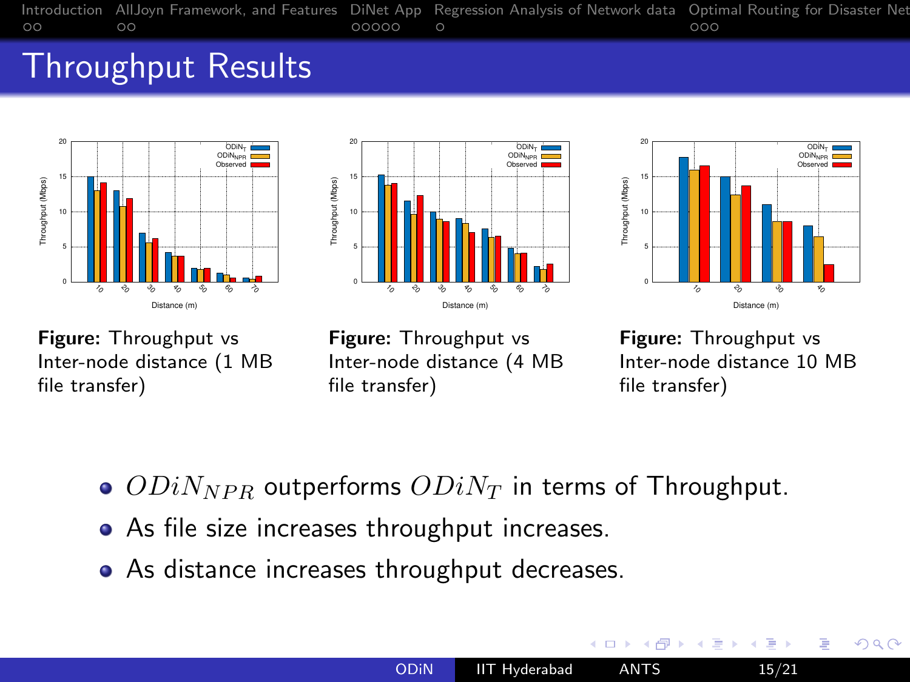# Throughput Results

**Figure:** Throughput vs Inter-node distance (1 MB file transfer)

**Figure:** Throughput vs Inter-node distance (4 MB file transfer)

**Figure:** Throughput vs Inter-node distance 10 MB file transfer)

- $ODiN_{NPR}$ outperforms $ODiN_T$ in terms of Throughput.
- As file size increases throughput increases.
- As distance increases throughput decreases.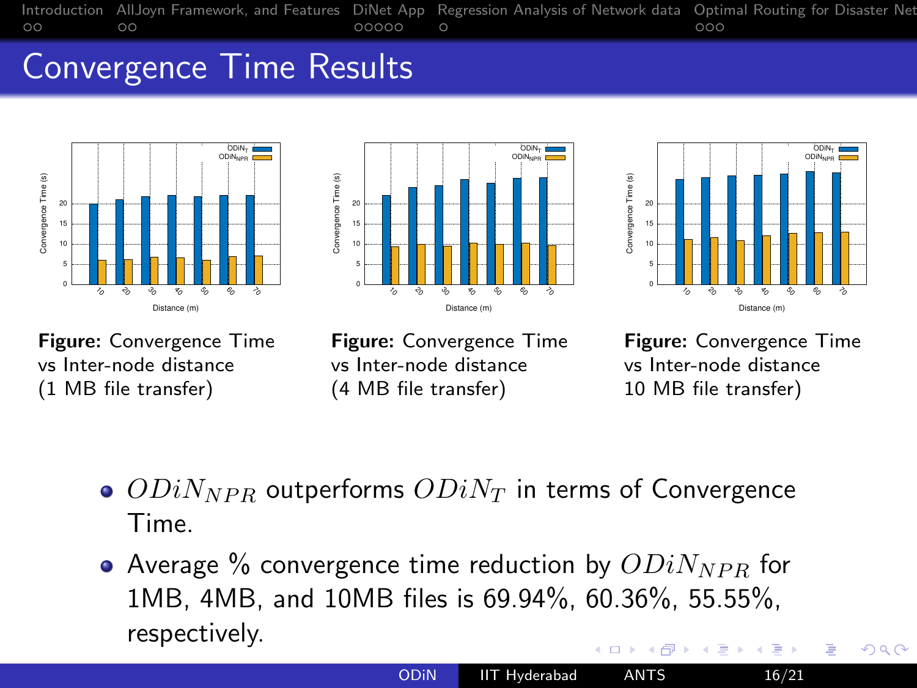# Convergence Time Results

**Figure:** Convergence Time vs Inter-node distance (1 MB file transfer)

**Figure:** Convergence Time vs Inter-node distance (4 MB file transfer)

**Figure:** Convergence Time vs Inter-node distance 10 MB file transfer)

- $ODiN_{NPR}$ outperforms $ODiN_T$ in terms of Convergence Time.
- Average % convergence time reduction by $ODiN_{NPR}$ for 1MB, 4MB, and 10MB files is 69.94%, 60.36%, 55.55%, respectively.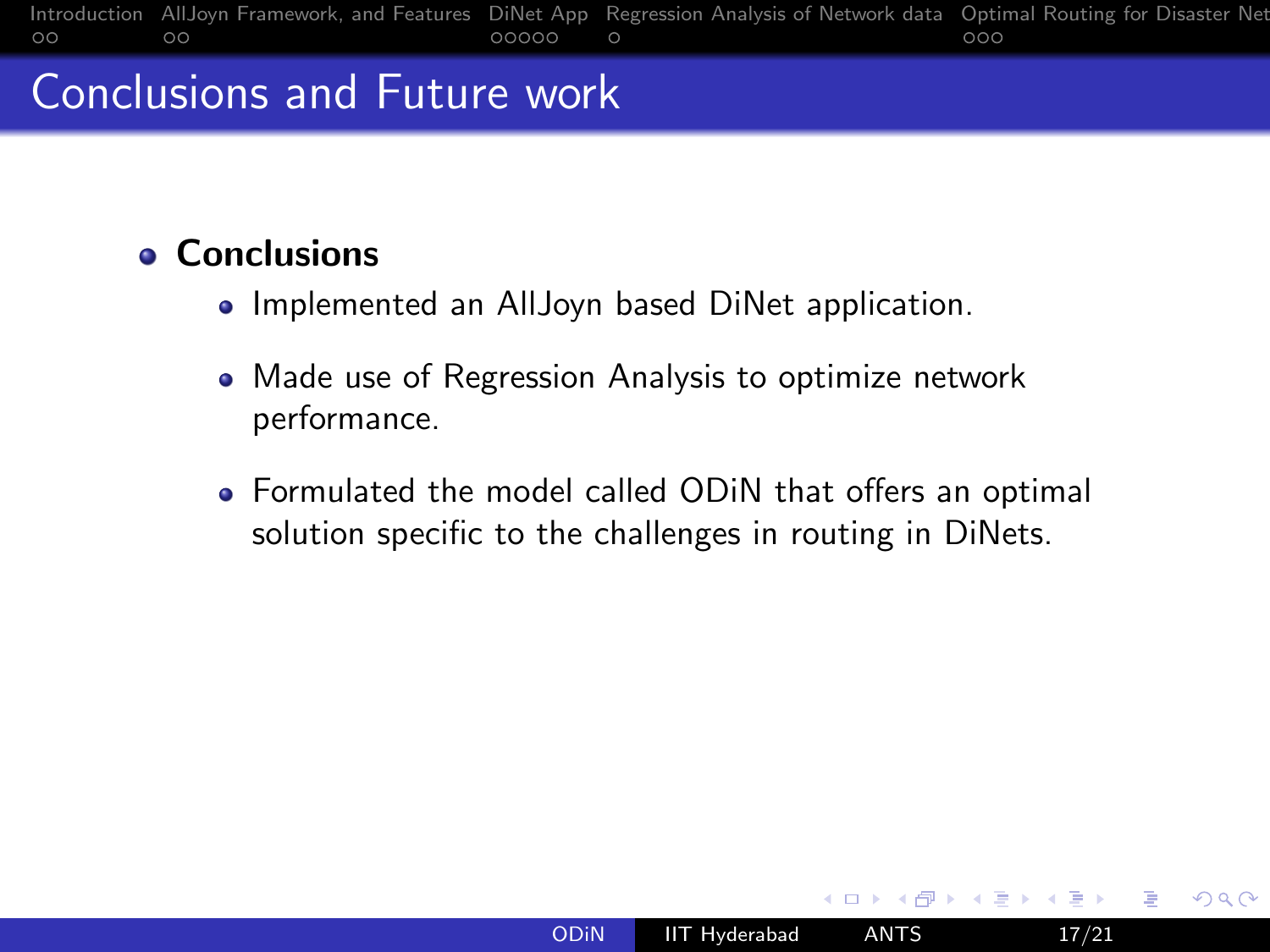# Conclusions and Future work

- **Conclusions**
  - Implemented an AllJoyn based DiNet application.
  - Made use of Regression Analysis to optimize network performance.
  - Formulated the model called ODiN that offers an optimal solution specific to the challenges in routing in DiNets.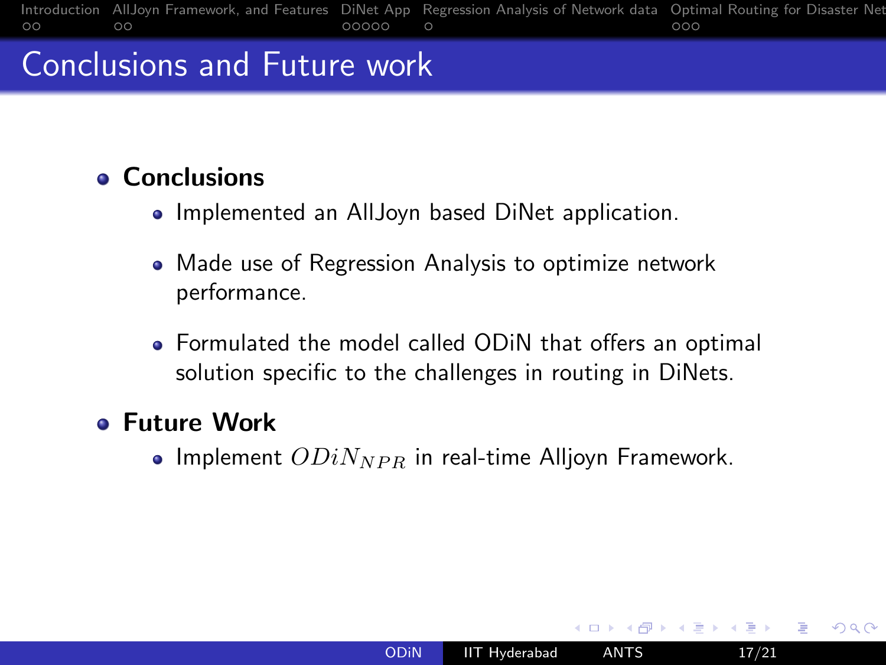# Conclusions and Future work

- **Conclusions**
  - Implemented an AllJoyn based DiNet application.
  - Made use of Regression Analysis to optimize network performance.
  - Formulated the model called ODiN that offers an optimal solution specific to the challenges in routing in DiNets.
- **Future Work**
  - Implement $ODiN_{NPR}$ in real-time Alljoyn Framework.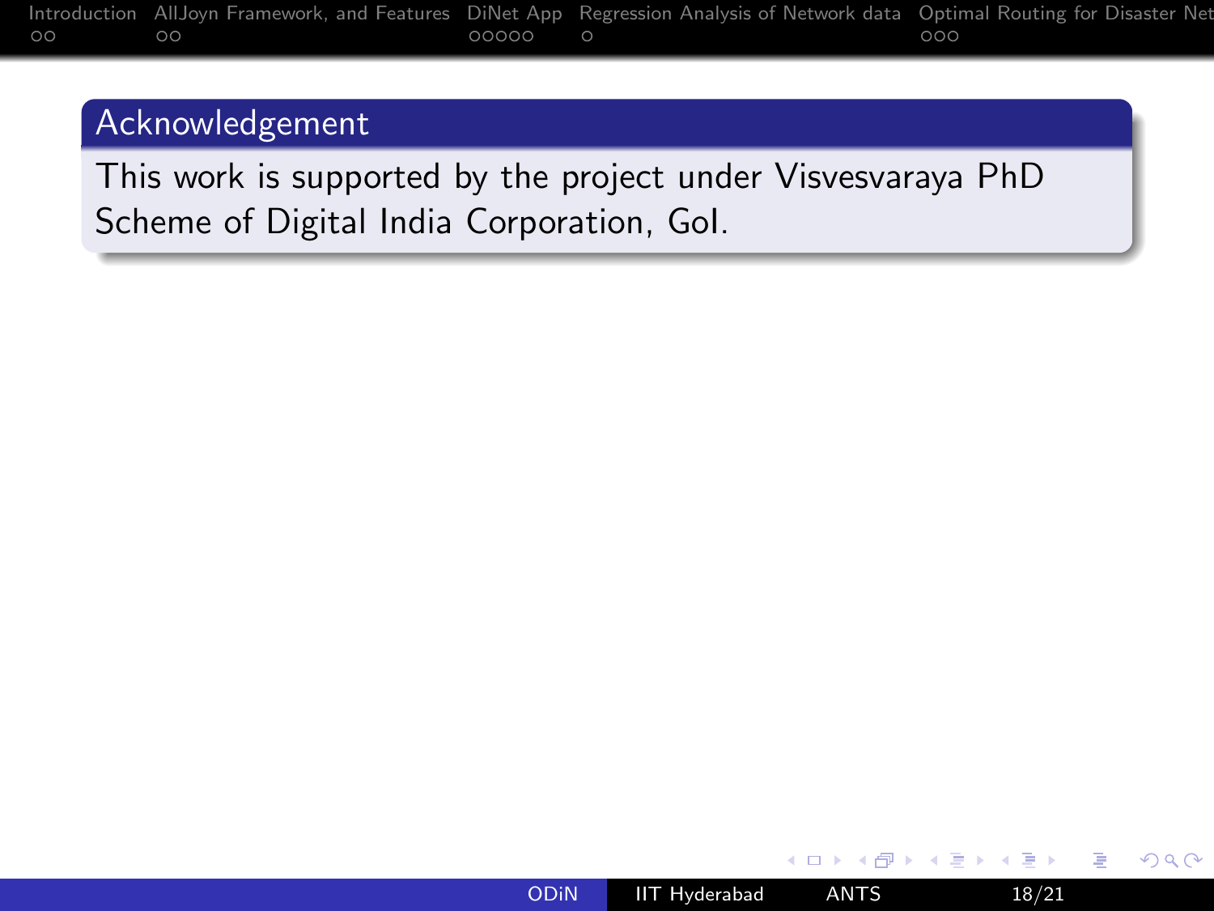## Acknowledgement

This work is supported by the project under Visvesvaraya PhD Scheme of Digital India Corporation, GoI.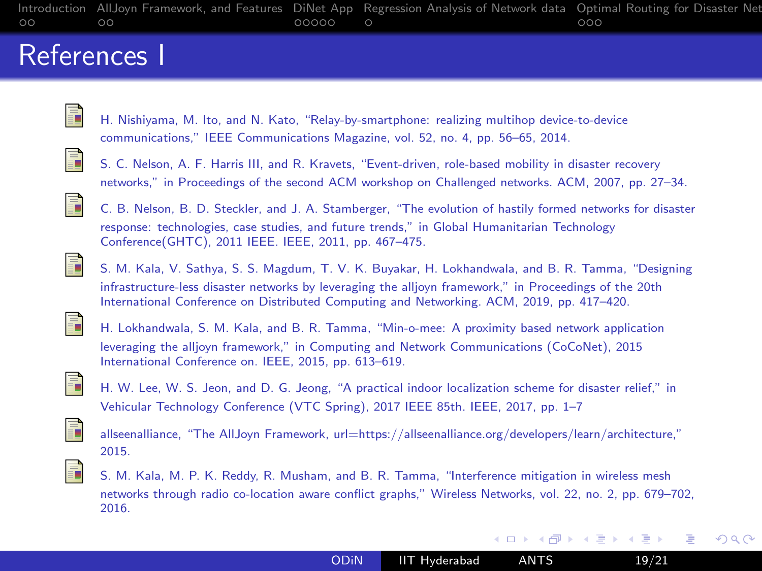# References I

- H. Nishiyama, M. Ito, and N. Kato, "Relay-by-smartphone: realizing multihop device-to-device communications," IEEE Communications Magazine, vol. 52, no. 4, pp. 56–65, 2014.
- S. C. Nelson, A. F. Harris III, and R. Kravets, "Event-driven, role-based mobility in disaster recovery networks," in Proceedings of the second ACM workshop on Challenged networks. ACM, 2007, pp. 27–34.
- C. B. Nelson, B. D. Steckler, and J. A. Stamberger, "The evolution of hastily formed networks for disaster response: technologies, case studies, and future trends," in Global Humanitarian Technology Conference(GHTC), 2011 IEEE. IEEE, 2011, pp. 467–475.
- S. M. Kala, V. Sathya, S. S. Magdum, T. V. K. Buyakar, H. Lokhandwala, and B. R. Tamma, "Designing infrastructure-less disaster networks by leveraging the alljoyn framework," in Proceedings of the 20th International Conference on Distributed Computing and Networking. ACM, 2019, pp. 417–420.
- H. Lokhandwala, S. M. Kala, and B. R. Tamma, "Min-o-mee: A proximity based network application leveraging the alljoyn framework," in Computing and Network Communications (CoCoNet), 2015 International Conference on. IEEE, 2015, pp. 613–619.
- H. W. Lee, W. S. Jeon, and D. G. Jeong, "A practical indoor localization scheme for disaster relief," in Vehicular Technology Conference (VTC Spring), 2017 IEEE 85th. IEEE, 2017, pp. 1–7
- allseenalliance, "The AllJoyn Framework, url=https://allseenalliance.org/developers/learn/architecture," 2015.
- S. M. Kala, M. P. K. Reddy, R. Musham, and B. R. Tamma, "Interference mitigation in wireless mesh networks through radio co-location aware conflict graphs," Wireless Networks, vol. 22, no. 2, pp. 679–702, 2016.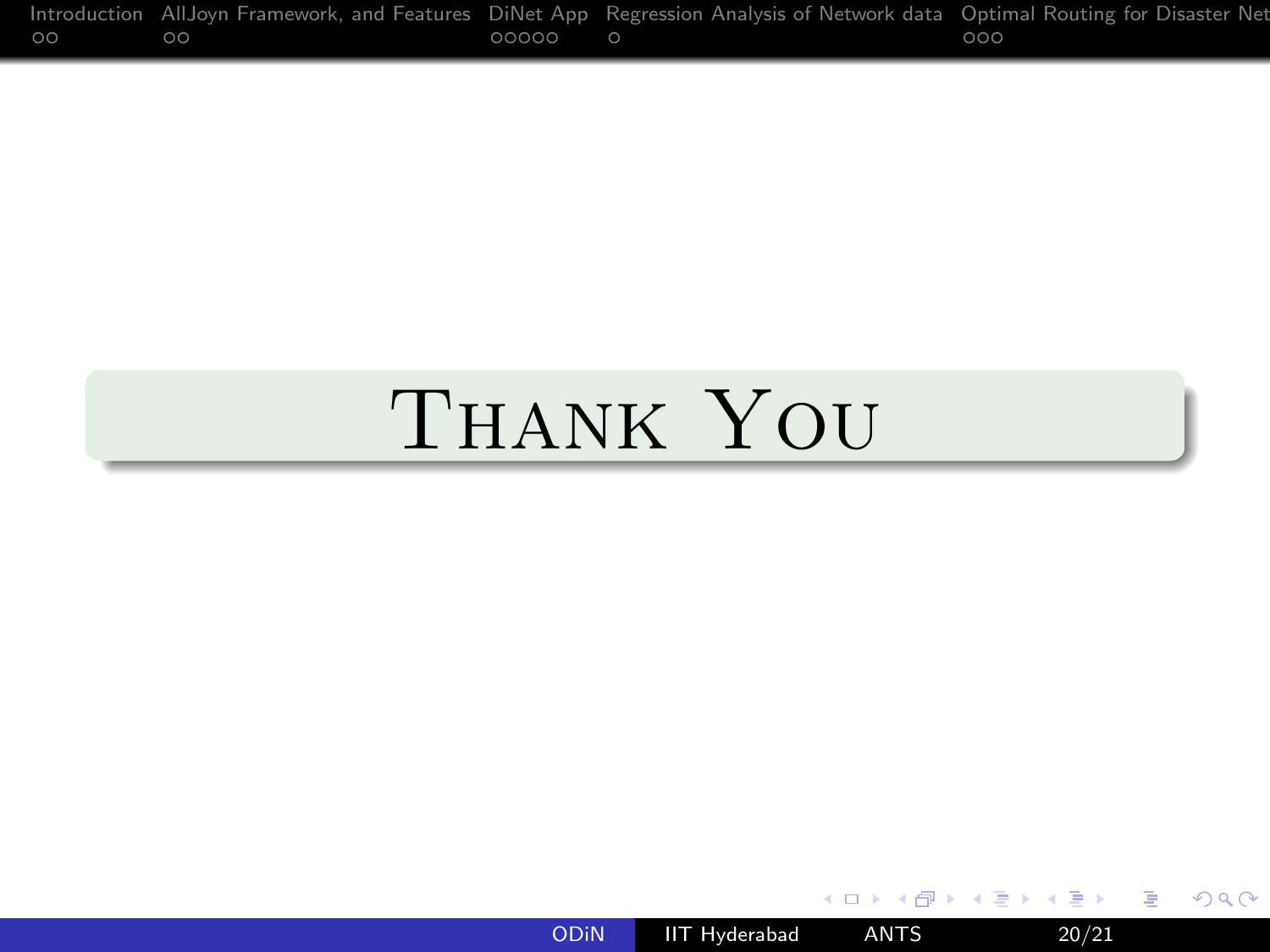# Thank You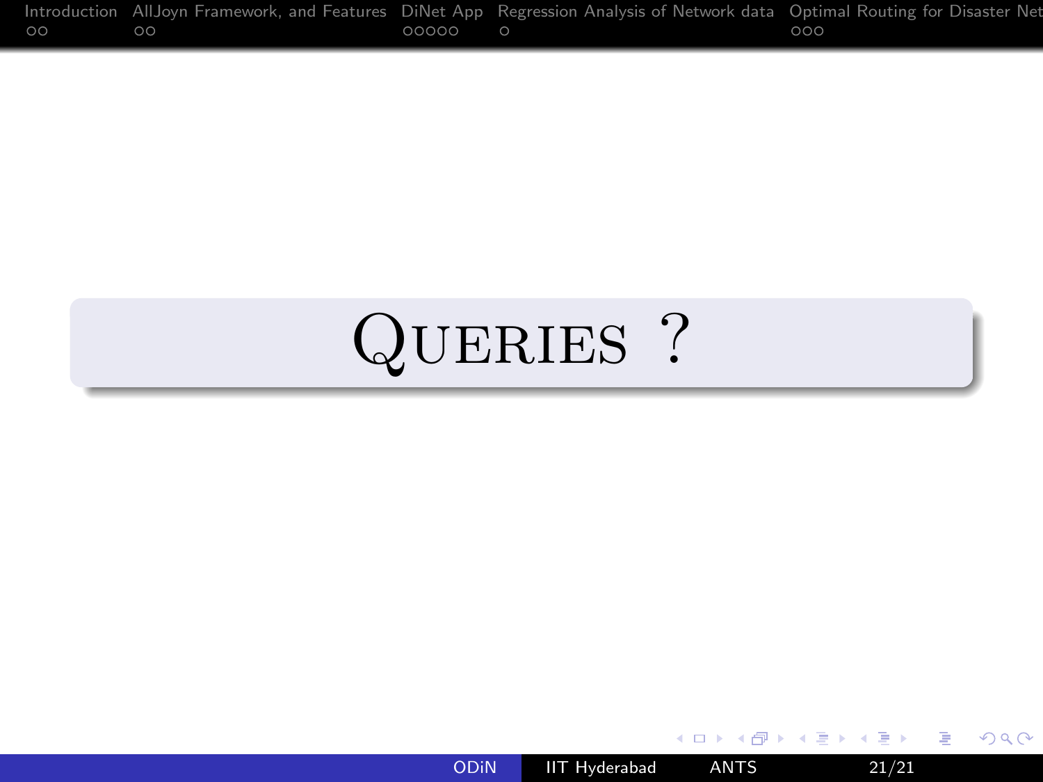# Queries ?